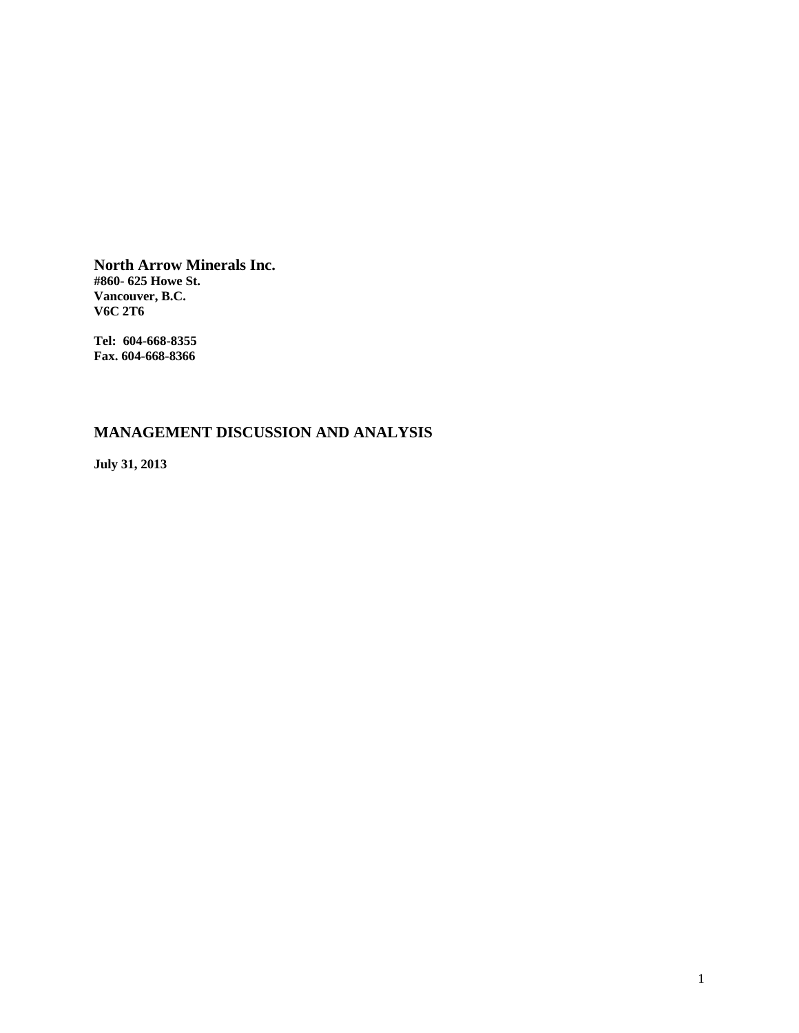**North Arrow Minerals Inc.**
**#860- 625 Howe St.**
**Vancouver, B.C.**
**V6C 2T6**

**Tel: 604-668-8355**
**Fax. 604-668-8366**

# MANAGEMENT DISCUSSION AND ANALYSIS

**July 31, 2013**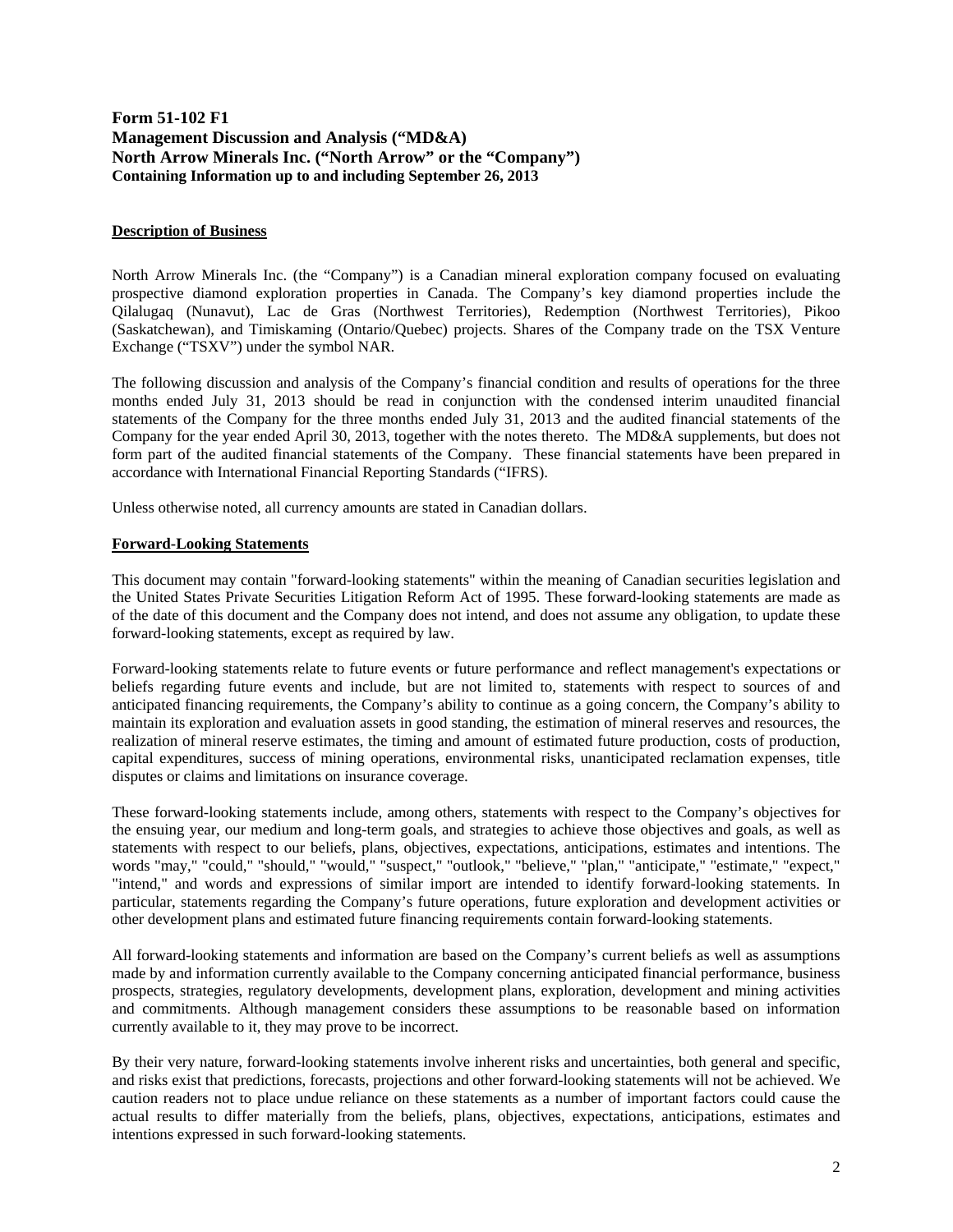**Form 51-102 F1**
**Management Discussion and Analysis ("MD&A)**
**North Arrow Minerals Inc. ("North Arrow" or the "Company")**
**Containing Information up to and including September 26, 2013**

## Description of Business

North Arrow Minerals Inc. (the "Company") is a Canadian mineral exploration company focused on evaluating prospective diamond exploration properties in Canada. The Company's key diamond properties include the Qilalugaq (Nunavut), Lac de Gras (Northwest Territories), Redemption (Northwest Territories), Pikoo (Saskatchewan), and Timiskaming (Ontario/Quebec) projects. Shares of the Company trade on the TSX Venture Exchange ("TSXV") under the symbol NAR.

The following discussion and analysis of the Company's financial condition and results of operations for the three months ended July 31, 2013 should be read in conjunction with the condensed interim unaudited financial statements of the Company for the three months ended July 31, 2013 and the audited financial statements of the Company for the year ended April 30, 2013, together with the notes thereto. The MD&A supplements, but does not form part of the audited financial statements of the Company. These financial statements have been prepared in accordance with International Financial Reporting Standards ("IFRS).

Unless otherwise noted, all currency amounts are stated in Canadian dollars.

## Forward-Looking Statements

This document may contain "forward-looking statements" within the meaning of Canadian securities legislation and the United States Private Securities Litigation Reform Act of 1995. These forward-looking statements are made as of the date of this document and the Company does not intend, and does not assume any obligation, to update these forward-looking statements, except as required by law.

Forward-looking statements relate to future events or future performance and reflect management's expectations or beliefs regarding future events and include, but are not limited to, statements with respect to sources of and anticipated financing requirements, the Company's ability to continue as a going concern, the Company's ability to maintain its exploration and evaluation assets in good standing, the estimation of mineral reserves and resources, the realization of mineral reserve estimates, the timing and amount of estimated future production, costs of production, capital expenditures, success of mining operations, environmental risks, unanticipated reclamation expenses, title disputes or claims and limitations on insurance coverage.

These forward-looking statements include, among others, statements with respect to the Company's objectives for the ensuing year, our medium and long-term goals, and strategies to achieve those objectives and goals, as well as statements with respect to our beliefs, plans, objectives, expectations, anticipations, estimates and intentions. The words "may," "could," "should," "would," "suspect," "outlook," "believe," "plan," "anticipate," "estimate," "expect," "intend," and words and expressions of similar import are intended to identify forward-looking statements. In particular, statements regarding the Company's future operations, future exploration and development activities or other development plans and estimated future financing requirements contain forward-looking statements.

All forward-looking statements and information are based on the Company's current beliefs as well as assumptions made by and information currently available to the Company concerning anticipated financial performance, business prospects, strategies, regulatory developments, development plans, exploration, development and mining activities and commitments. Although management considers these assumptions to be reasonable based on information currently available to it, they may prove to be incorrect.

By their very nature, forward-looking statements involve inherent risks and uncertainties, both general and specific, and risks exist that predictions, forecasts, projections and other forward-looking statements will not be achieved. We caution readers not to place undue reliance on these statements as a number of important factors could cause the actual results to differ materially from the beliefs, plans, objectives, expectations, anticipations, estimates and intentions expressed in such forward-looking statements.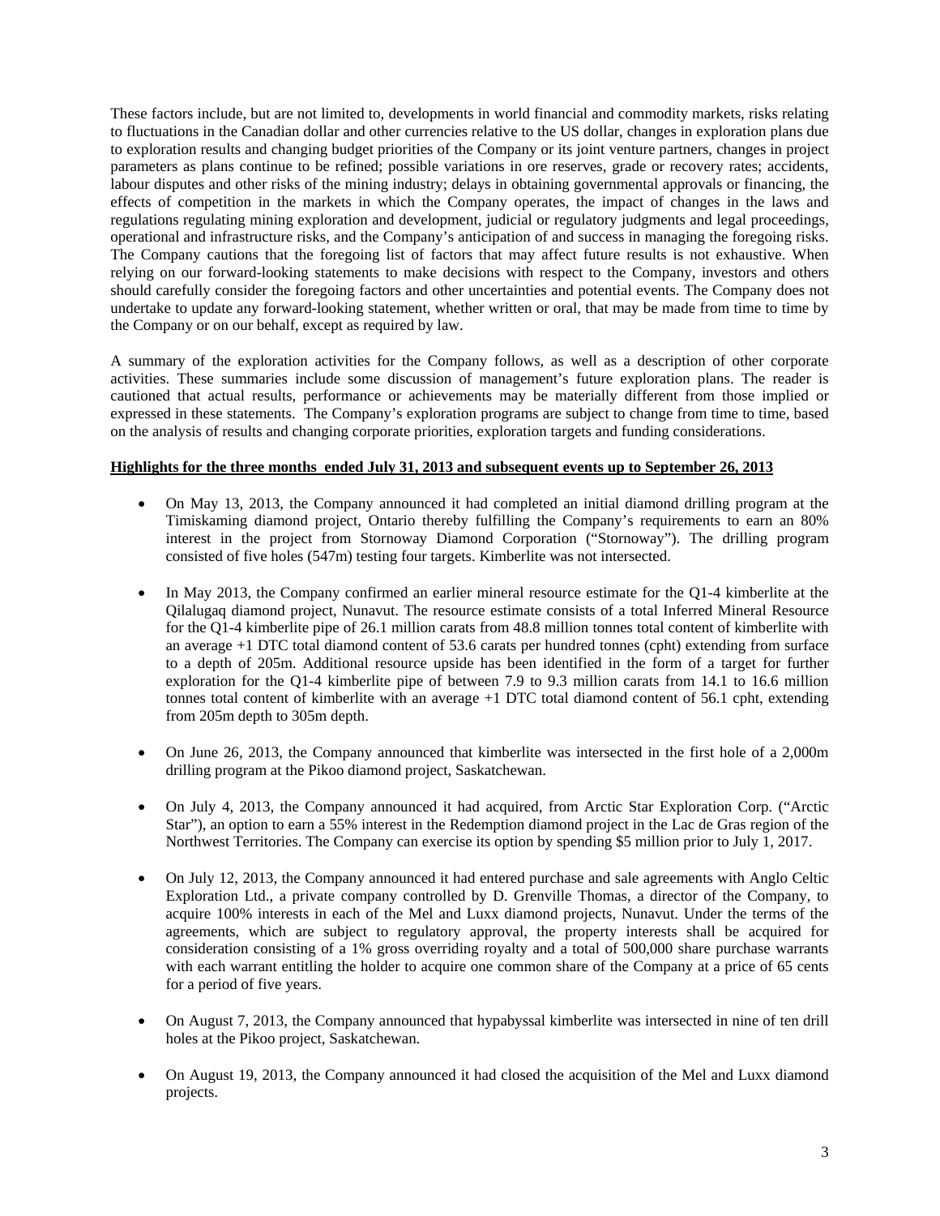These factors include, but are not limited to, developments in world financial and commodity markets, risks relating to fluctuations in the Canadian dollar and other currencies relative to the US dollar, changes in exploration plans due to exploration results and changing budget priorities of the Company or its joint venture partners, changes in project parameters as plans continue to be refined; possible variations in ore reserves, grade or recovery rates; accidents, labour disputes and other risks of the mining industry; delays in obtaining governmental approvals or financing, the effects of competition in the markets in which the Company operates, the impact of changes in the laws and regulations regulating mining exploration and development, judicial or regulatory judgments and legal proceedings, operational and infrastructure risks, and the Company's anticipation of and success in managing the foregoing risks. The Company cautions that the foregoing list of factors that may affect future results is not exhaustive. When relying on our forward-looking statements to make decisions with respect to the Company, investors and others should carefully consider the foregoing factors and other uncertainties and potential events. The Company does not undertake to update any forward-looking statement, whether written or oral, that may be made from time to time by the Company or on our behalf, except as required by law.

A summary of the exploration activities for the Company follows, as well as a description of other corporate activities. These summaries include some discussion of management's future exploration plans. The reader is cautioned that actual results, performance or achievements may be materially different from those implied or expressed in these statements. The Company's exploration programs are subject to change from time to time, based on the analysis of results and changing corporate priorities, exploration targets and funding considerations.

**Highlights for the three months ended July 31, 2013 and subsequent events up to September 26, 2013**

- On May 13, 2013, the Company announced it had completed an initial diamond drilling program at the Timiskaming diamond project, Ontario thereby fulfilling the Company's requirements to earn an 80% interest in the project from Stornoway Diamond Corporation ("Stornoway"). The drilling program consisted of five holes (547m) testing four targets. Kimberlite was not intersected.

- In May 2013, the Company confirmed an earlier mineral resource estimate for the Q1-4 kimberlite at the Qilalugaq diamond project, Nunavut. The resource estimate consists of a total Inferred Mineral Resource for the Q1-4 kimberlite pipe of 26.1 million carats from 48.8 million tonnes total content of kimberlite with an average +1 DTC total diamond content of 53.6 carats per hundred tonnes (cpht) extending from surface to a depth of 205m. Additional resource upside has been identified in the form of a target for further exploration for the Q1-4 kimberlite pipe of between 7.9 to 9.3 million carats from 14.1 to 16.6 million tonnes total content of kimberlite with an average +1 DTC total diamond content of 56.1 cpht, extending from 205m depth to 305m depth.

- On June 26, 2013, the Company announced that kimberlite was intersected in the first hole of a 2,000m drilling program at the Pikoo diamond project, Saskatchewan.

- On July 4, 2013, the Company announced it had acquired, from Arctic Star Exploration Corp. ("Arctic Star"), an option to earn a 55% interest in the Redemption diamond project in the Lac de Gras region of the Northwest Territories. The Company can exercise its option by spending $5 million prior to July 1, 2017.

- On July 12, 2013, the Company announced it had entered purchase and sale agreements with Anglo Celtic Exploration Ltd., a private company controlled by D. Grenville Thomas, a director of the Company, to acquire 100% interests in each of the Mel and Luxx diamond projects, Nunavut. Under the terms of the agreements, which are subject to regulatory approval, the property interests shall be acquired for consideration consisting of a 1% gross overriding royalty and a total of 500,000 share purchase warrants with each warrant entitling the holder to acquire one common share of the Company at a price of 65 cents for a period of five years.

- On August 7, 2013, the Company announced that hypabyssal kimberlite was intersected in nine of ten drill holes at the Pikoo project, Saskatchewan.

- On August 19, 2013, the Company announced it had closed the acquisition of the Mel and Luxx diamond projects.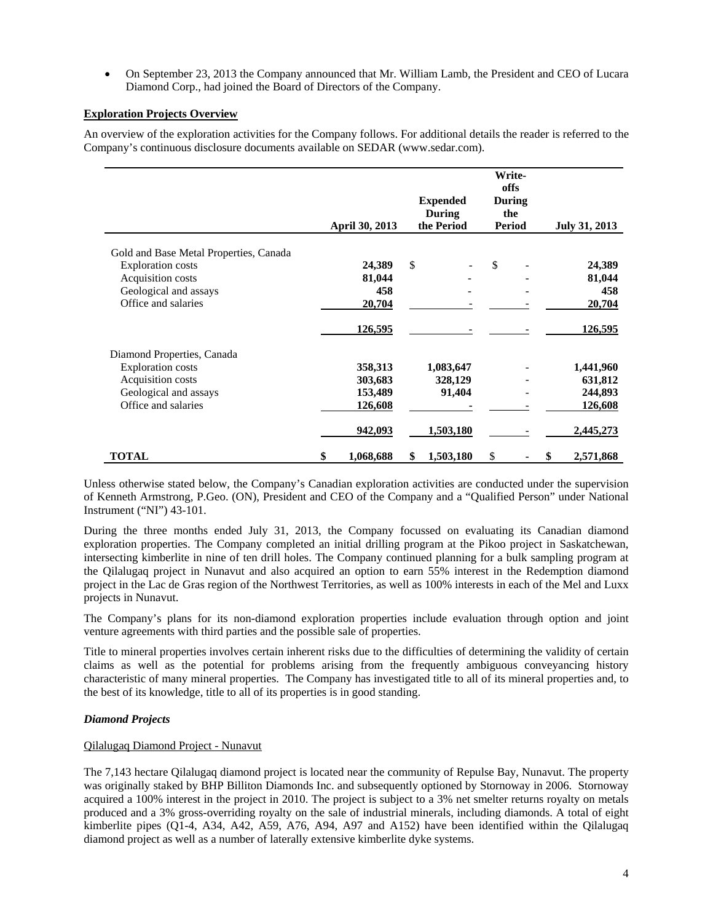- On September 23, 2013 the Company announced that Mr. William Lamb, the President and CEO of Lucara Diamond Corp., had joined the Board of Directors of the Company.

**Exploration Projects Overview**

An overview of the exploration activities for the Company follows. For additional details the reader is referred to the Company's continuous disclosure documents available on SEDAR (www.sedar.com).

| | April 30, 2013 | Expended During the Period | Write-offs During the Period | July 31, 2013 |
|---|---|---|---|---|
| Gold and Base Metal Properties, Canada | | | | |
| Exploration costs | 24,389 | $ - | $ - | 24,389 |
| Acquisition costs | 81,044 | - | - | 81,044 |
| Geological and assays | 458 | - | - | 458 |
| Office and salaries | 20,704 | - | - | 20,704 |
| | 126,595 | - | - | 126,595 |
| Diamond Properties, Canada | | | | |
| Exploration costs | 358,313 | 1,083,647 | - | 1,441,960 |
| Acquisition costs | 303,683 | 328,129 | - | 631,812 |
| Geological and assays | 153,489 | 91,404 | - | 244,893 |
| Office and salaries | 126,608 | - | - | 126,608 |
| | 942,093 | 1,503,180 | - | 2,445,273 |
| **TOTAL** | $ 1,068,688 | $ 1,503,180 | $ - | $ 2,571,868 |

Unless otherwise stated below, the Company's Canadian exploration activities are conducted under the supervision of Kenneth Armstrong, P.Geo. (ON), President and CEO of the Company and a "Qualified Person" under National Instrument ("NI") 43-101.

During the three months ended July 31, 2013, the Company focussed on evaluating its Canadian diamond exploration properties. The Company completed an initial drilling program at the Pikoo project in Saskatchewan, intersecting kimberlite in nine of ten drill holes. The Company continued planning for a bulk sampling program at the Qilalugaq project in Nunavut and also acquired an option to earn 55% interest in the Redemption diamond project in the Lac de Gras region of the Northwest Territories, as well as 100% interests in each of the Mel and Luxx projects in Nunavut.

The Company's plans for its non-diamond exploration properties include evaluation through option and joint venture agreements with third parties and the possible sale of properties.

Title to mineral properties involves certain inherent risks due to the difficulties of determining the validity of certain claims as well as the potential for problems arising from the frequently ambiguous conveyancing history characteristic of many mineral properties. The Company has investigated title to all of its mineral properties and, to the best of its knowledge, title to all of its properties is in good standing.

***Diamond Projects***

Qilalugaq Diamond Project - Nunavut

The 7,143 hectare Qilalugaq diamond project is located near the community of Repulse Bay, Nunavut. The property was originally staked by BHP Billiton Diamonds Inc. and subsequently optioned by Stornoway in 2006. Stornoway acquired a 100% interest in the project in 2010. The project is subject to a 3% net smelter returns royalty on metals produced and a 3% gross-overriding royalty on the sale of industrial minerals, including diamonds. A total of eight kimberlite pipes (Q1-4, A34, A42, A59, A76, A94, A97 and A152) have been identified within the Qilalugaq diamond project as well as a number of laterally extensive kimberlite dyke systems.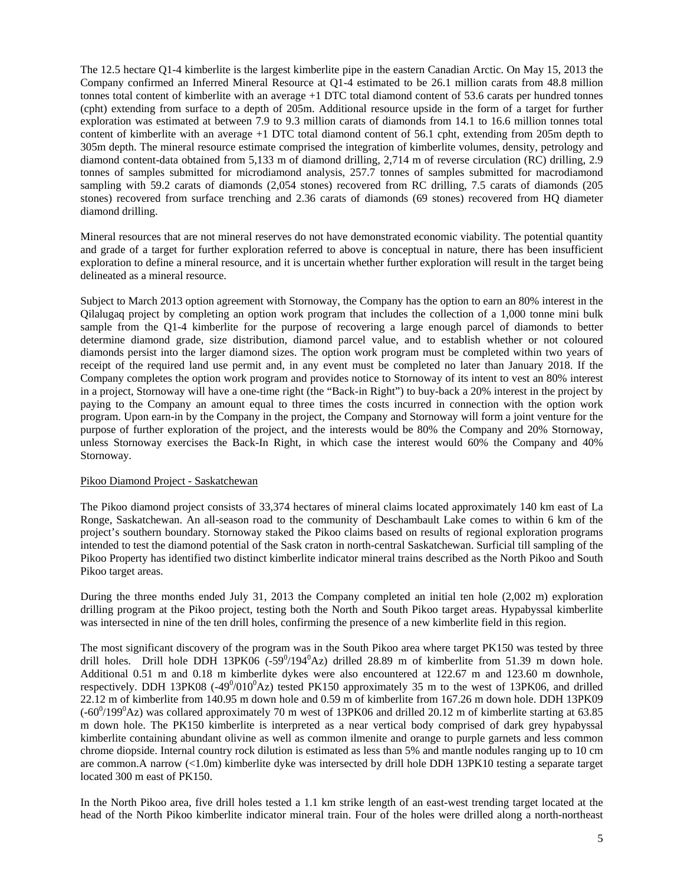The 12.5 hectare Q1-4 kimberlite is the largest kimberlite pipe in the eastern Canadian Arctic. On May 15, 2013 the Company confirmed an Inferred Mineral Resource at Q1-4 estimated to be 26.1 million carats from 48.8 million tonnes total content of kimberlite with an average +1 DTC total diamond content of 53.6 carats per hundred tonnes (cpht) extending from surface to a depth of 205m. Additional resource upside in the form of a target for further exploration was estimated at between 7.9 to 9.3 million carats of diamonds from 14.1 to 16.6 million tonnes total content of kimberlite with an average +1 DTC total diamond content of 56.1 cpht, extending from 205m depth to 305m depth. The mineral resource estimate comprised the integration of kimberlite volumes, density, petrology and diamond content-data obtained from 5,133 m of diamond drilling, 2,714 m of reverse circulation (RC) drilling, 2.9 tonnes of samples submitted for microdiamond analysis, 257.7 tonnes of samples submitted for macrodiamond sampling with 59.2 carats of diamonds (2,054 stones) recovered from RC drilling, 7.5 carats of diamonds (205 stones) recovered from surface trenching and 2.36 carats of diamonds (69 stones) recovered from HQ diameter diamond drilling.

Mineral resources that are not mineral reserves do not have demonstrated economic viability. The potential quantity and grade of a target for further exploration referred to above is conceptual in nature, there has been insufficient exploration to define a mineral resource, and it is uncertain whether further exploration will result in the target being delineated as a mineral resource.

Subject to March 2013 option agreement with Stornoway, the Company has the option to earn an 80% interest in the Qilalugaq project by completing an option work program that includes the collection of a 1,000 tonne mini bulk sample from the Q1-4 kimberlite for the purpose of recovering a large enough parcel of diamonds to better determine diamond grade, size distribution, diamond parcel value, and to establish whether or not coloured diamonds persist into the larger diamond sizes. The option work program must be completed within two years of receipt of the required land use permit and, in any event must be completed no later than January 2018. If the Company completes the option work program and provides notice to Stornoway of its intent to vest an 80% interest in a project, Stornoway will have a one-time right (the "Back-in Right") to buy-back a 20% interest in the project by paying to the Company an amount equal to three times the costs incurred in connection with the option work program. Upon earn-in by the Company in the project, the Company and Stornoway will form a joint venture for the purpose of further exploration of the project, and the interests would be 80% the Company and 20% Stornoway, unless Stornoway exercises the Back-In Right, in which case the interest would 60% the Company and 40% Stornoway.

Pikoo Diamond Project - Saskatchewan

The Pikoo diamond project consists of 33,374 hectares of mineral claims located approximately 140 km east of La Ronge, Saskatchewan. An all-season road to the community of Deschambault Lake comes to within 6 km of the project's southern boundary. Stornoway staked the Pikoo claims based on results of regional exploration programs intended to test the diamond potential of the Sask craton in north-central Saskatchewan. Surficial till sampling of the Pikoo Property has identified two distinct kimberlite indicator mineral trains described as the North Pikoo and South Pikoo target areas.

During the three months ended July 31, 2013 the Company completed an initial ten hole (2,002 m) exploration drilling program at the Pikoo project, testing both the North and South Pikoo target areas. Hypabyssal kimberlite was intersected in nine of the ten drill holes, confirming the presence of a new kimberlite field in this region.

The most significant discovery of the program was in the South Pikoo area where target PK150 was tested by three drill holes. Drill hole DDH 13PK06 ($-59^0/194^0$Az) drilled 28.89 m of kimberlite from 51.39 m down hole. Additional 0.51 m and 0.18 m kimberlite dykes were also encountered at 122.67 m and 123.60 m downhole, respectively. DDH 13PK08 ($-49^0/010^0$Az) tested PK150 approximately 35 m to the west of 13PK06, and drilled 22.12 m of kimberlite from 140.95 m down hole and 0.59 m of kimberlite from 167.26 m down hole. DDH 13PK09 ($-60^0/199^0$Az) was collared approximately 70 m west of 13PK06 and drilled 20.12 m of kimberlite starting at 63.85 m down hole. The PK150 kimberlite is interpreted as a near vertical body comprised of dark grey hypabyssal kimberlite containing abundant olivine as well as common ilmenite and orange to purple garnets and less common chrome diopside. Internal country rock dilution is estimated as less than 5% and mantle nodules ranging up to 10 cm are common.A narrow (<1.0m) kimberlite dyke was intersected by drill hole DDH 13PK10 testing a separate target located 300 m east of PK150.

In the North Pikoo area, five drill holes tested a 1.1 km strike length of an east-west trending target located at the head of the North Pikoo kimberlite indicator mineral train. Four of the holes were drilled along a north-northeast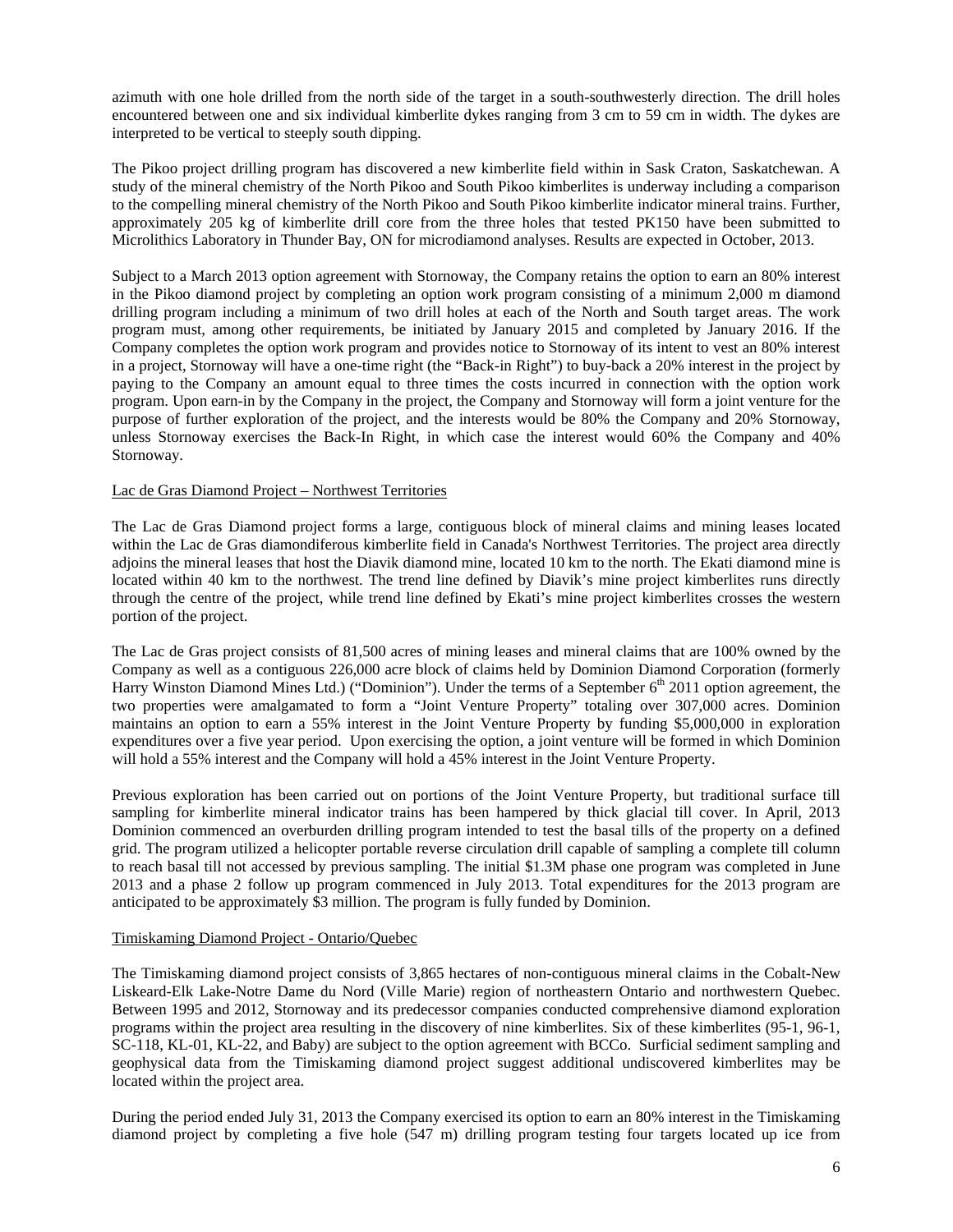azimuth with one hole drilled from the north side of the target in a south-southwesterly direction. The drill holes encountered between one and six individual kimberlite dykes ranging from 3 cm to 59 cm in width. The dykes are interpreted to be vertical to steeply south dipping.

The Pikoo project drilling program has discovered a new kimberlite field within in Sask Craton, Saskatchewan. A study of the mineral chemistry of the North Pikoo and South Pikoo kimberlites is underway including a comparison to the compelling mineral chemistry of the North Pikoo and South Pikoo kimberlite indicator mineral trains. Further, approximately 205 kg of kimberlite drill core from the three holes that tested PK150 have been submitted to Microlithics Laboratory in Thunder Bay, ON for microdiamond analyses. Results are expected in October, 2013.

Subject to a March 2013 option agreement with Stornoway, the Company retains the option to earn an 80% interest in the Pikoo diamond project by completing an option work program consisting of a minimum 2,000 m diamond drilling program including a minimum of two drill holes at each of the North and South target areas. The work program must, among other requirements, be initiated by January 2015 and completed by January 2016. If the Company completes the option work program and provides notice to Stornoway of its intent to vest an 80% interest in a project, Stornoway will have a one-time right (the "Back-in Right") to buy-back a 20% interest in the project by paying to the Company an amount equal to three times the costs incurred in connection with the option work program. Upon earn-in by the Company in the project, the Company and Stornoway will form a joint venture for the purpose of further exploration of the project, and the interests would be 80% the Company and 20% Stornoway, unless Stornoway exercises the Back-In Right, in which case the interest would 60% the Company and 40% Stornoway.

## Lac de Gras Diamond Project – Northwest Territories

The Lac de Gras Diamond project forms a large, contiguous block of mineral claims and mining leases located within the Lac de Gras diamondiferous kimberlite field in Canada's Northwest Territories. The project area directly adjoins the mineral leases that host the Diavik diamond mine, located 10 km to the north. The Ekati diamond mine is located within 40 km to the northwest. The trend line defined by Diavik's mine project kimberlites runs directly through the centre of the project, while trend line defined by Ekati's mine project kimberlites crosses the western portion of the project.

The Lac de Gras project consists of 81,500 acres of mining leases and mineral claims that are 100% owned by the Company as well as a contiguous 226,000 acre block of claims held by Dominion Diamond Corporation (formerly Harry Winston Diamond Mines Ltd.) ("Dominion"). Under the terms of a September 6th 2011 option agreement, the two properties were amalgamated to form a "Joint Venture Property" totaling over 307,000 acres. Dominion maintains an option to earn a 55% interest in the Joint Venture Property by funding $5,000,000 in exploration expenditures over a five year period. Upon exercising the option, a joint venture will be formed in which Dominion will hold a 55% interest and the Company will hold a 45% interest in the Joint Venture Property.

Previous exploration has been carried out on portions of the Joint Venture Property, but traditional surface till sampling for kimberlite mineral indicator trains has been hampered by thick glacial till cover. In April, 2013 Dominion commenced an overburden drilling program intended to test the basal tills of the property on a defined grid. The program utilized a helicopter portable reverse circulation drill capable of sampling a complete till column to reach basal till not accessed by previous sampling. The initial $1.3M phase one program was completed in June 2013 and a phase 2 follow up program commenced in July 2013. Total expenditures for the 2013 program are anticipated to be approximately $3 million. The program is fully funded by Dominion.

## Timiskaming Diamond Project - Ontario/Quebec

The Timiskaming diamond project consists of 3,865 hectares of non-contiguous mineral claims in the Cobalt-New Liskeard-Elk Lake-Notre Dame du Nord (Ville Marie) region of northeastern Ontario and northwestern Quebec. Between 1995 and 2012, Stornoway and its predecessor companies conducted comprehensive diamond exploration programs within the project area resulting in the discovery of nine kimberlites. Six of these kimberlites (95-1, 96-1, SC-118, KL-01, KL-22, and Baby) are subject to the option agreement with BCCo. Surficial sediment sampling and geophysical data from the Timiskaming diamond project suggest additional undiscovered kimberlites may be located within the project area.

During the period ended July 31, 2013 the Company exercised its option to earn an 80% interest in the Timiskaming diamond project by completing a five hole (547 m) drilling program testing four targets located up ice from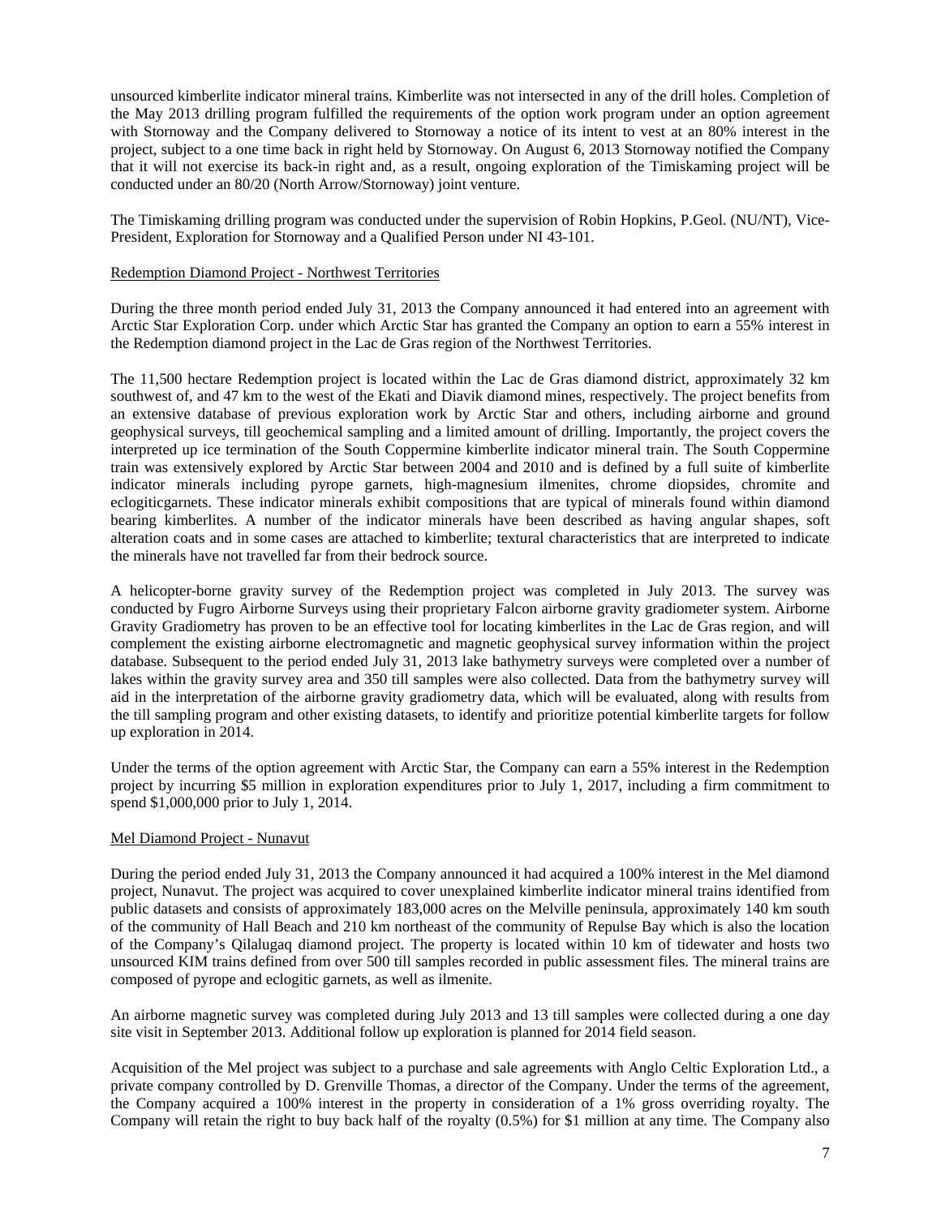unsourced kimberlite indicator mineral trains. Kimberlite was not intersected in any of the drill holes. Completion of the May 2013 drilling program fulfilled the requirements of the option work program under an option agreement with Stornoway and the Company delivered to Stornoway a notice of its intent to vest at an 80% interest in the project, subject to a one time back in right held by Stornoway. On August 6, 2013 Stornoway notified the Company that it will not exercise its back-in right and, as a result, ongoing exploration of the Timiskaming project will be conducted under an 80/20 (North Arrow/Stornoway) joint venture.

The Timiskaming drilling program was conducted under the supervision of Robin Hopkins, P.Geol. (NU/NT), Vice-President, Exploration for Stornoway and a Qualified Person under NI 43-101.

Redemption Diamond Project - Northwest Territories

During the three month period ended July 31, 2013 the Company announced it had entered into an agreement with Arctic Star Exploration Corp. under which Arctic Star has granted the Company an option to earn a 55% interest in the Redemption diamond project in the Lac de Gras region of the Northwest Territories.

The 11,500 hectare Redemption project is located within the Lac de Gras diamond district, approximately 32 km southwest of, and 47 km to the west of the Ekati and Diavik diamond mines, respectively. The project benefits from an extensive database of previous exploration work by Arctic Star and others, including airborne and ground geophysical surveys, till geochemical sampling and a limited amount of drilling. Importantly, the project covers the interpreted up ice termination of the South Coppermine kimberlite indicator mineral train. The South Coppermine train was extensively explored by Arctic Star between 2004 and 2010 and is defined by a full suite of kimberlite indicator minerals including pyrope garnets, high-magnesium ilmenites, chrome diopsides, chromite and eclogiticgarnets. These indicator minerals exhibit compositions that are typical of minerals found within diamond bearing kimberlites. A number of the indicator minerals have been described as having angular shapes, soft alteration coats and in some cases are attached to kimberlite; textural characteristics that are interpreted to indicate the minerals have not travelled far from their bedrock source.

A helicopter-borne gravity survey of the Redemption project was completed in July 2013. The survey was conducted by Fugro Airborne Surveys using their proprietary Falcon airborne gravity gradiometer system. Airborne Gravity Gradiometry has proven to be an effective tool for locating kimberlites in the Lac de Gras region, and will complement the existing airborne electromagnetic and magnetic geophysical survey information within the project database. Subsequent to the period ended July 31, 2013 lake bathymetry surveys were completed over a number of lakes within the gravity survey area and 350 till samples were also collected. Data from the bathymetry survey will aid in the interpretation of the airborne gravity gradiometry data, which will be evaluated, along with results from the till sampling program and other existing datasets, to identify and prioritize potential kimberlite targets for follow up exploration in 2014.

Under the terms of the option agreement with Arctic Star, the Company can earn a 55% interest in the Redemption project by incurring $5 million in exploration expenditures prior to July 1, 2017, including a firm commitment to spend $1,000,000 prior to July 1, 2014.

Mel Diamond Project - Nunavut

During the period ended July 31, 2013 the Company announced it had acquired a 100% interest in the Mel diamond project, Nunavut. The project was acquired to cover unexplained kimberlite indicator mineral trains identified from public datasets and consists of approximately 183,000 acres on the Melville peninsula, approximately 140 km south of the community of Hall Beach and 210 km northeast of the community of Repulse Bay which is also the location of the Company's Qilalugaq diamond project. The property is located within 10 km of tidewater and hosts two unsourced KIM trains defined from over 500 till samples recorded in public assessment files. The mineral trains are composed of pyrope and eclogitic garnets, as well as ilmenite.

An airborne magnetic survey was completed during July 2013 and 13 till samples were collected during a one day site visit in September 2013. Additional follow up exploration is planned for 2014 field season.

Acquisition of the Mel project was subject to a purchase and sale agreements with Anglo Celtic Exploration Ltd., a private company controlled by D. Grenville Thomas, a director of the Company. Under the terms of the agreement, the Company acquired a 100% interest in the property in consideration of a 1% gross overriding royalty. The Company will retain the right to buy back half of the royalty (0.5%) for $1 million at any time. The Company also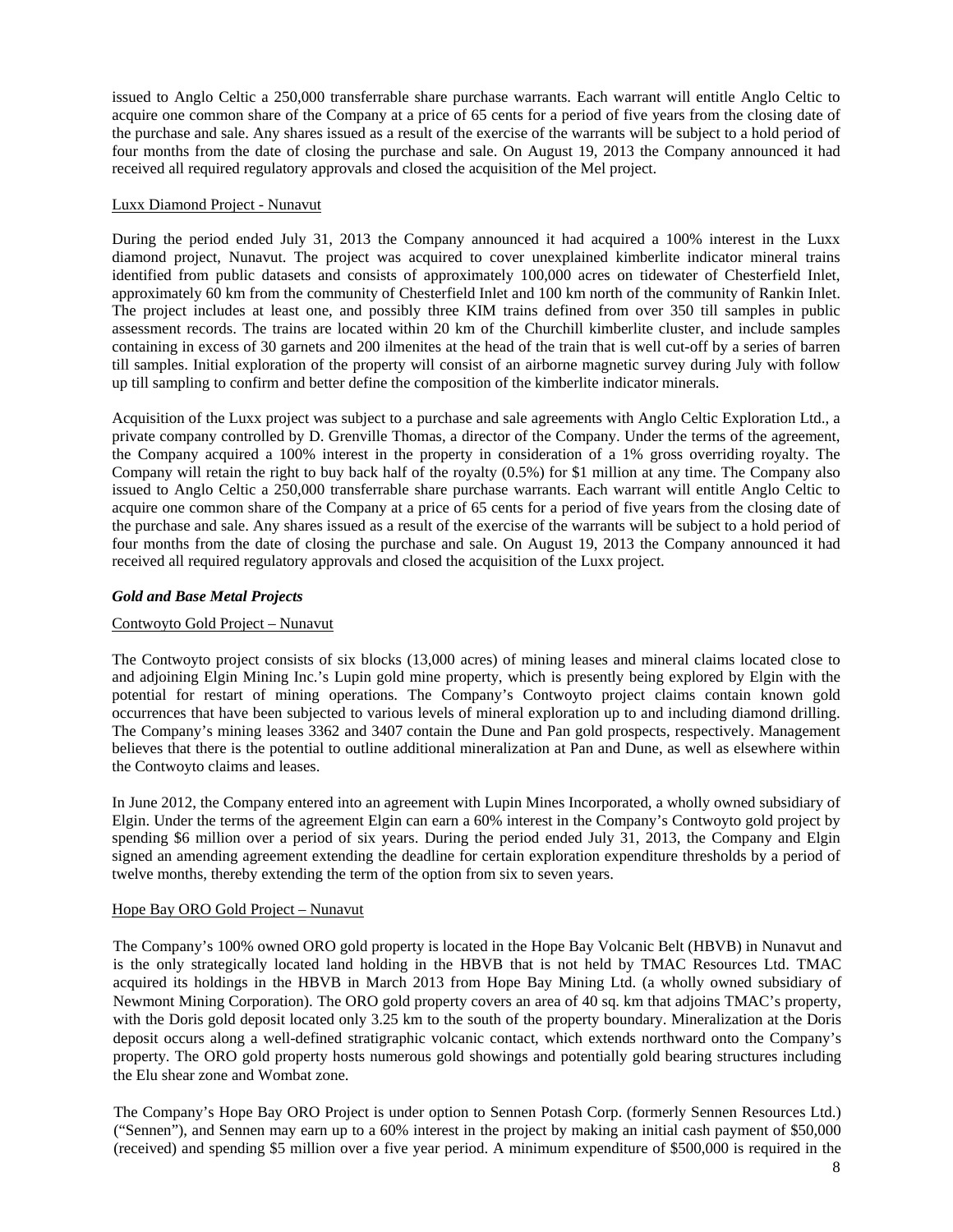issued to Anglo Celtic a 250,000 transferrable share purchase warrants. Each warrant will entitle Anglo Celtic to acquire one common share of the Company at a price of 65 cents for a period of five years from the closing date of the purchase and sale. Any shares issued as a result of the exercise of the warrants will be subject to a hold period of four months from the date of closing the purchase and sale. On August 19, 2013 the Company announced it had received all required regulatory approvals and closed the acquisition of the Mel project.

Luxx Diamond Project - Nunavut

During the period ended July 31, 2013 the Company announced it had acquired a 100% interest in the Luxx diamond project, Nunavut. The project was acquired to cover unexplained kimberlite indicator mineral trains identified from public datasets and consists of approximately 100,000 acres on tidewater of Chesterfield Inlet, approximately 60 km from the community of Chesterfield Inlet and 100 km north of the community of Rankin Inlet. The project includes at least one, and possibly three KIM trains defined from over 350 till samples in public assessment records. The trains are located within 20 km of the Churchill kimberlite cluster, and include samples containing in excess of 30 garnets and 200 ilmenites at the head of the train that is well cut-off by a series of barren till samples. Initial exploration of the property will consist of an airborne magnetic survey during July with follow up till sampling to confirm and better define the composition of the kimberlite indicator minerals.

Acquisition of the Luxx project was subject to a purchase and sale agreements with Anglo Celtic Exploration Ltd., a private company controlled by D. Grenville Thomas, a director of the Company. Under the terms of the agreement, the Company acquired a 100% interest in the property in consideration of a 1% gross overriding royalty. The Company will retain the right to buy back half of the royalty (0.5%) for $1 million at any time. The Company also issued to Anglo Celtic a 250,000 transferrable share purchase warrants. Each warrant will entitle Anglo Celtic to acquire one common share of the Company at a price of 65 cents for a period of five years from the closing date of the purchase and sale. Any shares issued as a result of the exercise of the warrants will be subject to a hold period of four months from the date of closing the purchase and sale. On August 19, 2013 the Company announced it had received all required regulatory approvals and closed the acquisition of the Luxx project.

### *Gold and Base Metal Projects*

Contwoyto Gold Project – Nunavut

The Contwoyto project consists of six blocks (13,000 acres) of mining leases and mineral claims located close to and adjoining Elgin Mining Inc.'s Lupin gold mine property, which is presently being explored by Elgin with the potential for restart of mining operations. The Company's Contwoyto project claims contain known gold occurrences that have been subjected to various levels of mineral exploration up to and including diamond drilling. The Company's mining leases 3362 and 3407 contain the Dune and Pan gold prospects, respectively. Management believes that there is the potential to outline additional mineralization at Pan and Dune, as well as elsewhere within the Contwoyto claims and leases.

In June 2012, the Company entered into an agreement with Lupin Mines Incorporated, a wholly owned subsidiary of Elgin. Under the terms of the agreement Elgin can earn a 60% interest in the Company's Contwoyto gold project by spending $6 million over a period of six years. During the period ended July 31, 2013, the Company and Elgin signed an amending agreement extending the deadline for certain exploration expenditure thresholds by a period of twelve months, thereby extending the term of the option from six to seven years.

Hope Bay ORO Gold Project – Nunavut

The Company's 100% owned ORO gold property is located in the Hope Bay Volcanic Belt (HBVB) in Nunavut and is the only strategically located land holding in the HBVB that is not held by TMAC Resources Ltd. TMAC acquired its holdings in the HBVB in March 2013 from Hope Bay Mining Ltd. (a wholly owned subsidiary of Newmont Mining Corporation). The ORO gold property covers an area of 40 sq. km that adjoins TMAC's property, with the Doris gold deposit located only 3.25 km to the south of the property boundary. Mineralization at the Doris deposit occurs along a well-defined stratigraphic volcanic contact, which extends northward onto the Company's property. The ORO gold property hosts numerous gold showings and potentially gold bearing structures including the Elu shear zone and Wombat zone.

The Company's Hope Bay ORO Project is under option to Sennen Potash Corp. (formerly Sennen Resources Ltd.) ("Sennen"), and Sennen may earn up to a 60% interest in the project by making an initial cash payment of $50,000 (received) and spending $5 million over a five year period. A minimum expenditure of $500,000 is required in the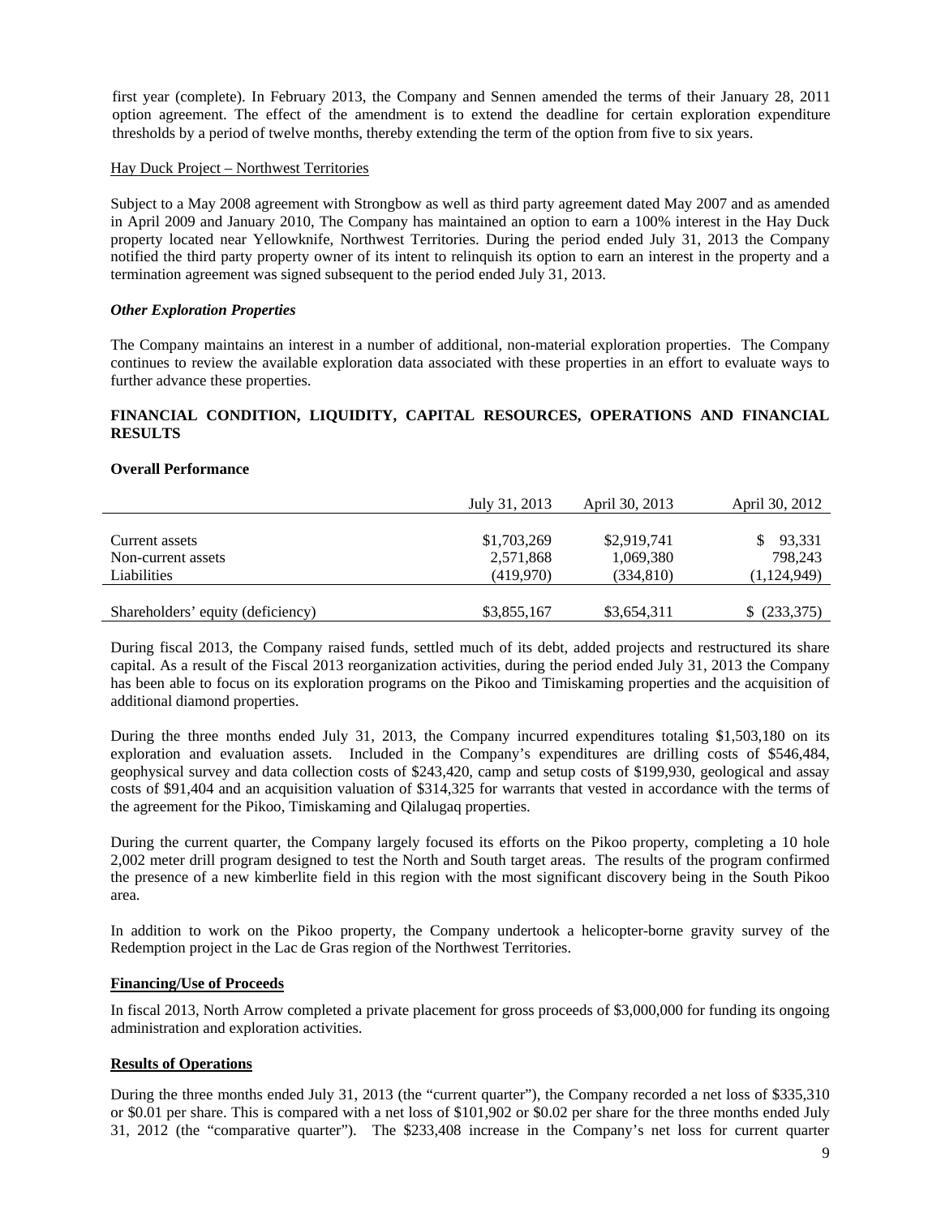first year (complete). In February 2013, the Company and Sennen amended the terms of their January 28, 2011 option agreement. The effect of the amendment is to extend the deadline for certain exploration expenditure thresholds by a period of twelve months, thereby extending the term of the option from five to six years.

Hay Duck Project – Northwest Territories

Subject to a May 2008 agreement with Strongbow as well as third party agreement dated May 2007 and as amended in April 2009 and January 2010, The Company has maintained an option to earn a 100% interest in the Hay Duck property located near Yellowknife, Northwest Territories. During the period ended July 31, 2013 the Company notified the third party property owner of its intent to relinquish its option to earn an interest in the property and a termination agreement was signed subsequent to the period ended July 31, 2013.

***Other Exploration Properties***

The Company maintains an interest in a number of additional, non-material exploration properties. The Company continues to review the available exploration data associated with these properties in an effort to evaluate ways to further advance these properties.

## FINANCIAL CONDITION, LIQUIDITY, CAPITAL RESOURCES, OPERATIONS AND FINANCIAL RESULTS

**Overall Performance**

| | July 31, 2013 | April 30, 2013 | April 30, 2012 |
|---|---|---|---|
| Current assets | $1,703,269 | $2,919,741 | $ 93,331 |
| Non-current assets | 2,571,868 | 1,069,380 | 798,243 |
| Liabilities | (419,970) | (334,810) | (1,124,949) |
| Shareholders' equity (deficiency) | $3,855,167 | $3,654,311 | $ (233,375) |

During fiscal 2013, the Company raised funds, settled much of its debt, added projects and restructured its share capital. As a result of the Fiscal 2013 reorganization activities, during the period ended July 31, 2013 the Company has been able to focus on its exploration programs on the Pikoo and Timiskaming properties and the acquisition of additional diamond properties.

During the three months ended July 31, 2013, the Company incurred expenditures totaling $1,503,180 on its exploration and evaluation assets. Included in the Company's expenditures are drilling costs of $546,484, geophysical survey and data collection costs of $243,420, camp and setup costs of $199,930, geological and assay costs of $91,404 and an acquisition valuation of $314,325 for warrants that vested in accordance with the terms of the agreement for the Pikoo, Timiskaming and Qilalugaq properties.

During the current quarter, the Company largely focused its efforts on the Pikoo property, completing a 10 hole 2,002 meter drill program designed to test the North and South target areas. The results of the program confirmed the presence of a new kimberlite field in this region with the most significant discovery being in the South Pikoo area.

In addition to work on the Pikoo property, the Company undertook a helicopter-borne gravity survey of the Redemption project in the Lac de Gras region of the Northwest Territories.

**Financing/Use of Proceeds**

In fiscal 2013, North Arrow completed a private placement for gross proceeds of $3,000,000 for funding its ongoing administration and exploration activities.

**Results of Operations**

During the three months ended July 31, 2013 (the "current quarter"), the Company recorded a net loss of $335,310 or $0.01 per share. This is compared with a net loss of $101,902 or $0.02 per share for the three months ended July 31, 2012 (the "comparative quarter"). The $233,408 increase in the Company's net loss for current quarter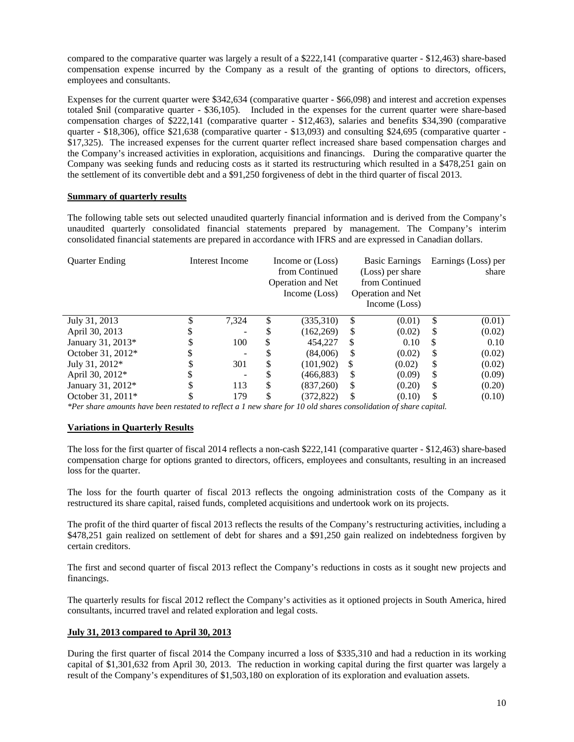compared to the comparative quarter was largely a result of a $222,141 (comparative quarter - $12,463) share-based compensation expense incurred by the Company as a result of the granting of options to directors, officers, employees and consultants.

Expenses for the current quarter were $342,634 (comparative quarter - $66,098) and interest and accretion expenses totaled $nil (comparative quarter - $36,105). Included in the expenses for the current quarter were share-based compensation charges of $222,141 (comparative quarter - $12,463), salaries and benefits $34,390 (comparative quarter - $18,306), office $21,638 (comparative quarter - $13,093) and consulting $24,695 (comparative quarter - $17,325). The increased expenses for the current quarter reflect increased share based compensation charges and the Company's increased activities in exploration, acquisitions and financings. During the comparative quarter the Company was seeking funds and reducing costs as it started its restructuring which resulted in a $478,251 gain on the settlement of its convertible debt and a $91,250 forgiveness of debt in the third quarter of fiscal 2013.

**Summary of quarterly results**

The following table sets out selected unaudited quarterly financial information and is derived from the Company's unaudited quarterly consolidated financial statements prepared by management. The Company's interim consolidated financial statements are prepared in accordance with IFRS and are expressed in Canadian dollars.

| Quarter Ending | Interest Income | Income or (Loss) from Continued Operation and Net Income (Loss) | Basic Earnings (Loss) per share from Continued Operation and Net Income (Loss) | Earnings (Loss) per share |
|---|---|---|---|---|
| July 31, 2013 | $ 7,324 | $ (335,310) | $ (0.01) | $ (0.01) |
| April 30, 2013 | $ - | $ (162,269) | $ (0.02) | $ (0.02) |
| January 31, 2013* | $ 100 | $ 454,227 | $ 0.10 | $ 0.10 |
| October 31, 2012* | $ - | $ (84,006) | $ (0.02) | $ (0.02) |
| July 31, 2012* | $ 301 | $ (101,902) | $ (0.02) | $ (0.02) |
| April 30, 2012* | $ - | $ (466,883) | $ (0.09) | $ (0.09) |
| January 31, 2012* | $ 113 | $ (837,260) | $ (0.20) | $ (0.20) |
| October 31, 2011* | $ 179 | $ (372,822) | $ (0.10) | $ (0.10) |

*\*Per share amounts have been restated to reflect a 1 new share for 10 old shares consolidation of share capital.*

**Variations in Quarterly Results**

The loss for the first quarter of fiscal 2014 reflects a non-cash $222,141 (comparative quarter - $12,463) share-based compensation charge for options granted to directors, officers, employees and consultants, resulting in an increased loss for the quarter.

The loss for the fourth quarter of fiscal 2013 reflects the ongoing administration costs of the Company as it restructured its share capital, raised funds, completed acquisitions and undertook work on its projects.

The profit of the third quarter of fiscal 2013 reflects the results of the Company's restructuring activities, including a $478,251 gain realized on settlement of debt for shares and a $91,250 gain realized on indebtedness forgiven by certain creditors.

The first and second quarter of fiscal 2013 reflect the Company's reductions in costs as it sought new projects and financings.

The quarterly results for fiscal 2012 reflect the Company's activities as it optioned projects in South America, hired consultants, incurred travel and related exploration and legal costs.

**July 31, 2013 compared to April 30, 2013**

During the first quarter of fiscal 2014 the Company incurred a loss of $335,310 and had a reduction in its working capital of $1,301,632 from April 30, 2013. The reduction in working capital during the first quarter was largely a result of the Company's expenditures of $1,503,180 on exploration of its exploration and evaluation assets.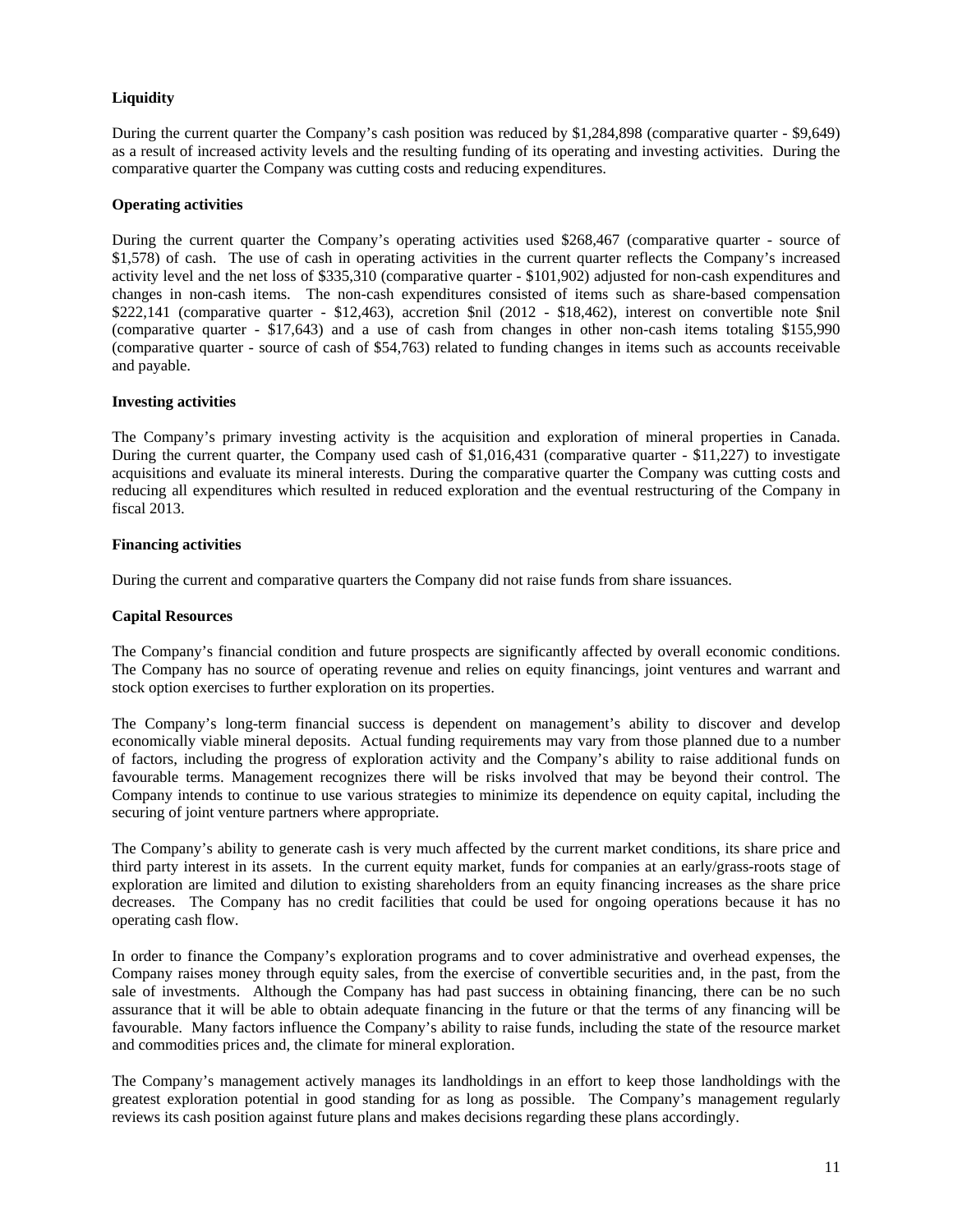### Liquidity

During the current quarter the Company's cash position was reduced by $1,284,898 (comparative quarter - $9,649) as a result of increased activity levels and the resulting funding of its operating and investing activities. During the comparative quarter the Company was cutting costs and reducing expenditures.

### Operating activities

During the current quarter the Company's operating activities used $268,467 (comparative quarter - source of $1,578) of cash. The use of cash in operating activities in the current quarter reflects the Company's increased activity level and the net loss of $335,310 (comparative quarter - $101,902) adjusted for non-cash expenditures and changes in non-cash items. The non-cash expenditures consisted of items such as share-based compensation $222,141 (comparative quarter - $12,463), accretion $nil (2012 - $18,462), interest on convertible note $nil (comparative quarter - $17,643) and a use of cash from changes in other non-cash items totaling $155,990 (comparative quarter - source of cash of $54,763) related to funding changes in items such as accounts receivable and payable.

### Investing activities

The Company's primary investing activity is the acquisition and exploration of mineral properties in Canada. During the current quarter, the Company used cash of $1,016,431 (comparative quarter - $11,227) to investigate acquisitions and evaluate its mineral interests. During the comparative quarter the Company was cutting costs and reducing all expenditures which resulted in reduced exploration and the eventual restructuring of the Company in fiscal 2013.

### Financing activities

During the current and comparative quarters the Company did not raise funds from share issuances.

### Capital Resources

The Company's financial condition and future prospects are significantly affected by overall economic conditions. The Company has no source of operating revenue and relies on equity financings, joint ventures and warrant and stock option exercises to further exploration on its properties.

The Company's long-term financial success is dependent on management's ability to discover and develop economically viable mineral deposits. Actual funding requirements may vary from those planned due to a number of factors, including the progress of exploration activity and the Company's ability to raise additional funds on favourable terms. Management recognizes there will be risks involved that may be beyond their control. The Company intends to continue to use various strategies to minimize its dependence on equity capital, including the securing of joint venture partners where appropriate.

The Company's ability to generate cash is very much affected by the current market conditions, its share price and third party interest in its assets. In the current equity market, funds for companies at an early/grass-roots stage of exploration are limited and dilution to existing shareholders from an equity financing increases as the share price decreases. The Company has no credit facilities that could be used for ongoing operations because it has no operating cash flow.

In order to finance the Company's exploration programs and to cover administrative and overhead expenses, the Company raises money through equity sales, from the exercise of convertible securities and, in the past, from the sale of investments. Although the Company has had past success in obtaining financing, there can be no such assurance that it will be able to obtain adequate financing in the future or that the terms of any financing will be favourable. Many factors influence the Company's ability to raise funds, including the state of the resource market and commodities prices and, the climate for mineral exploration.

The Company's management actively manages its landholdings in an effort to keep those landholdings with the greatest exploration potential in good standing for as long as possible. The Company's management regularly reviews its cash position against future plans and makes decisions regarding these plans accordingly.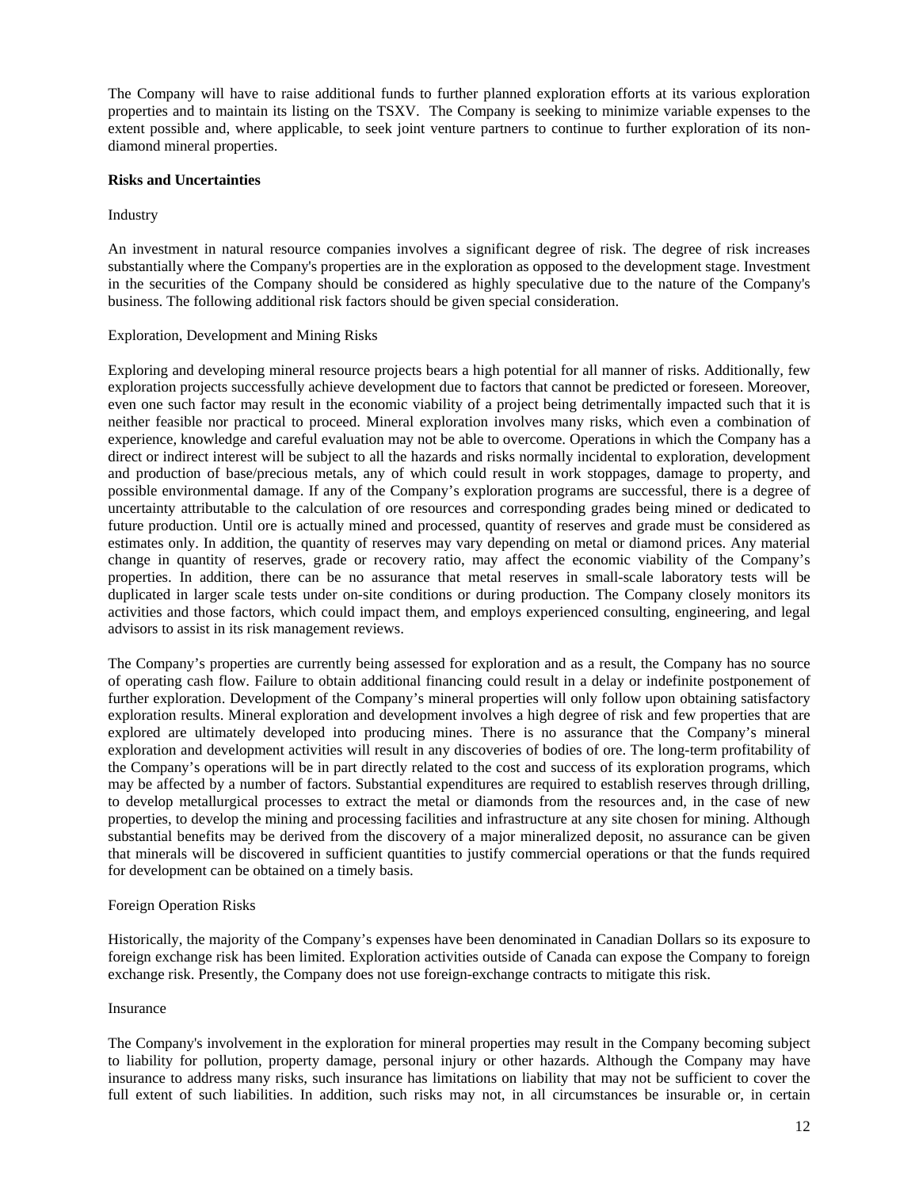The Company will have to raise additional funds to further planned exploration efforts at its various exploration properties and to maintain its listing on the TSXV. The Company is seeking to minimize variable expenses to the extent possible and, where applicable, to seek joint venture partners to continue to further exploration of its non-diamond mineral properties.

**Risks and Uncertainties**

Industry

An investment in natural resource companies involves a significant degree of risk. The degree of risk increases substantially where the Company's properties are in the exploration as opposed to the development stage. Investment in the securities of the Company should be considered as highly speculative due to the nature of the Company's business. The following additional risk factors should be given special consideration.

Exploration, Development and Mining Risks

Exploring and developing mineral resource projects bears a high potential for all manner of risks. Additionally, few exploration projects successfully achieve development due to factors that cannot be predicted or foreseen. Moreover, even one such factor may result in the economic viability of a project being detrimentally impacted such that it is neither feasible nor practical to proceed. Mineral exploration involves many risks, which even a combination of experience, knowledge and careful evaluation may not be able to overcome. Operations in which the Company has a direct or indirect interest will be subject to all the hazards and risks normally incidental to exploration, development and production of base/precious metals, any of which could result in work stoppages, damage to property, and possible environmental damage. If any of the Company's exploration programs are successful, there is a degree of uncertainty attributable to the calculation of ore resources and corresponding grades being mined or dedicated to future production. Until ore is actually mined and processed, quantity of reserves and grade must be considered as estimates only. In addition, the quantity of reserves may vary depending on metal or diamond prices. Any material change in quantity of reserves, grade or recovery ratio, may affect the economic viability of the Company's properties. In addition, there can be no assurance that metal reserves in small-scale laboratory tests will be duplicated in larger scale tests under on-site conditions or during production. The Company closely monitors its activities and those factors, which could impact them, and employs experienced consulting, engineering, and legal advisors to assist in its risk management reviews.

The Company's properties are currently being assessed for exploration and as a result, the Company has no source of operating cash flow. Failure to obtain additional financing could result in a delay or indefinite postponement of further exploration. Development of the Company's mineral properties will only follow upon obtaining satisfactory exploration results. Mineral exploration and development involves a high degree of risk and few properties that are explored are ultimately developed into producing mines. There is no assurance that the Company's mineral exploration and development activities will result in any discoveries of bodies of ore. The long-term profitability of the Company's operations will be in part directly related to the cost and success of its exploration programs, which may be affected by a number of factors. Substantial expenditures are required to establish reserves through drilling, to develop metallurgical processes to extract the metal or diamonds from the resources and, in the case of new properties, to develop the mining and processing facilities and infrastructure at any site chosen for mining. Although substantial benefits may be derived from the discovery of a major mineralized deposit, no assurance can be given that minerals will be discovered in sufficient quantities to justify commercial operations or that the funds required for development can be obtained on a timely basis.

Foreign Operation Risks

Historically, the majority of the Company's expenses have been denominated in Canadian Dollars so its exposure to foreign exchange risk has been limited. Exploration activities outside of Canada can expose the Company to foreign exchange risk. Presently, the Company does not use foreign-exchange contracts to mitigate this risk.

Insurance

The Company's involvement in the exploration for mineral properties may result in the Company becoming subject to liability for pollution, property damage, personal injury or other hazards. Although the Company may have insurance to address many risks, such insurance has limitations on liability that may not be sufficient to cover the full extent of such liabilities. In addition, such risks may not, in all circumstances be insurable or, in certain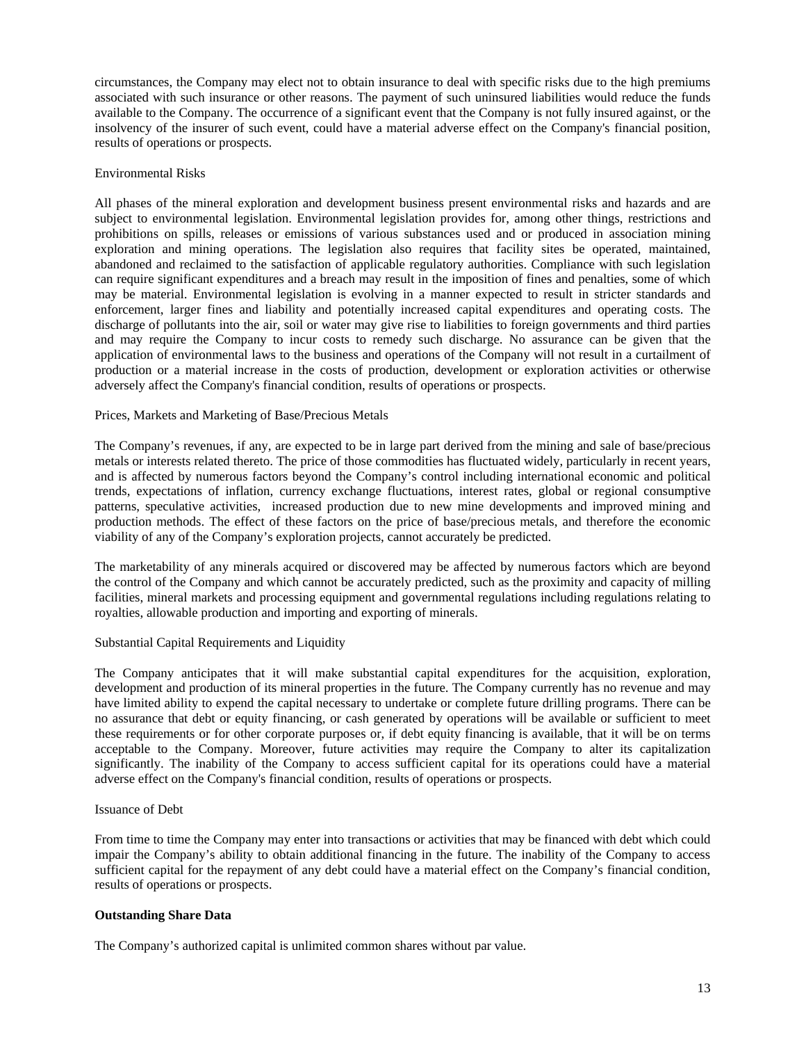circumstances, the Company may elect not to obtain insurance to deal with specific risks due to the high premiums associated with such insurance or other reasons. The payment of such uninsured liabilities would reduce the funds available to the Company. The occurrence of a significant event that the Company is not fully insured against, or the insolvency of the insurer of such event, could have a material adverse effect on the Company's financial position, results of operations or prospects.

Environmental Risks

All phases of the mineral exploration and development business present environmental risks and hazards and are subject to environmental legislation. Environmental legislation provides for, among other things, restrictions and prohibitions on spills, releases or emissions of various substances used and or produced in association mining exploration and mining operations. The legislation also requires that facility sites be operated, maintained, abandoned and reclaimed to the satisfaction of applicable regulatory authorities. Compliance with such legislation can require significant expenditures and a breach may result in the imposition of fines and penalties, some of which may be material. Environmental legislation is evolving in a manner expected to result in stricter standards and enforcement, larger fines and liability and potentially increased capital expenditures and operating costs. The discharge of pollutants into the air, soil or water may give rise to liabilities to foreign governments and third parties and may require the Company to incur costs to remedy such discharge. No assurance can be given that the application of environmental laws to the business and operations of the Company will not result in a curtailment of production or a material increase in the costs of production, development or exploration activities or otherwise adversely affect the Company's financial condition, results of operations or prospects.

Prices, Markets and Marketing of Base/Precious Metals

The Company's revenues, if any, are expected to be in large part derived from the mining and sale of base/precious metals or interests related thereto. The price of those commodities has fluctuated widely, particularly in recent years, and is affected by numerous factors beyond the Company's control including international economic and political trends, expectations of inflation, currency exchange fluctuations, interest rates, global or regional consumptive patterns, speculative activities, increased production due to new mine developments and improved mining and production methods. The effect of these factors on the price of base/precious metals, and therefore the economic viability of any of the Company's exploration projects, cannot accurately be predicted.

The marketability of any minerals acquired or discovered may be affected by numerous factors which are beyond the control of the Company and which cannot be accurately predicted, such as the proximity and capacity of milling facilities, mineral markets and processing equipment and governmental regulations including regulations relating to royalties, allowable production and importing and exporting of minerals.

Substantial Capital Requirements and Liquidity

The Company anticipates that it will make substantial capital expenditures for the acquisition, exploration, development and production of its mineral properties in the future. The Company currently has no revenue and may have limited ability to expend the capital necessary to undertake or complete future drilling programs. There can be no assurance that debt or equity financing, or cash generated by operations will be available or sufficient to meet these requirements or for other corporate purposes or, if debt equity financing is available, that it will be on terms acceptable to the Company. Moreover, future activities may require the Company to alter its capitalization significantly. The inability of the Company to access sufficient capital for its operations could have a material adverse effect on the Company's financial condition, results of operations or prospects.

Issuance of Debt

From time to time the Company may enter into transactions or activities that may be financed with debt which could impair the Company's ability to obtain additional financing in the future. The inability of the Company to access sufficient capital for the repayment of any debt could have a material effect on the Company's financial condition, results of operations or prospects.

**Outstanding Share Data**

The Company's authorized capital is unlimited common shares without par value.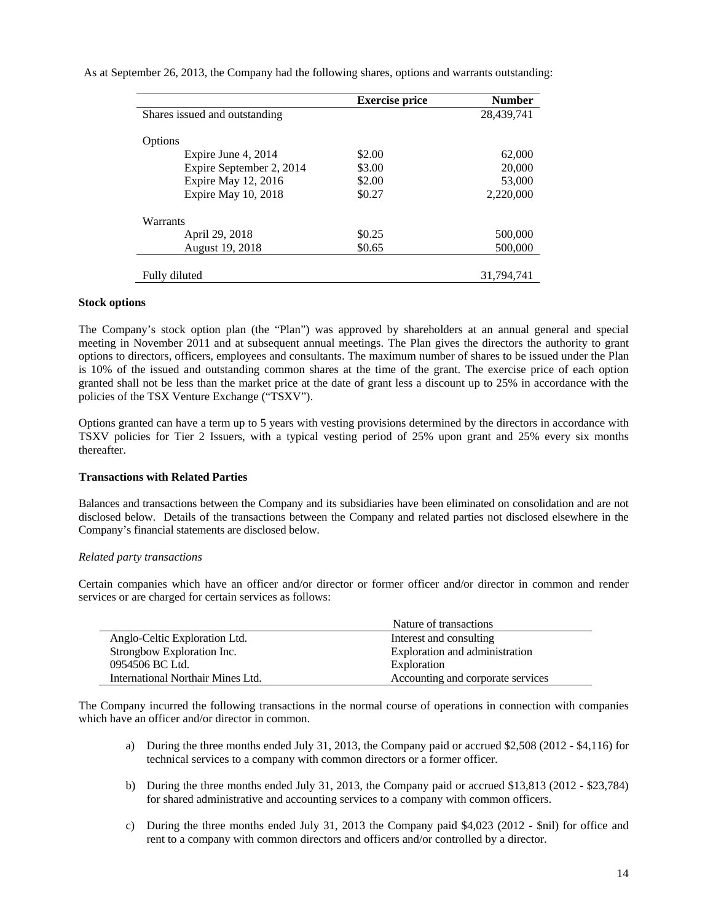As at September 26, 2013, the Company had the following shares, options and warrants outstanding:

| | Exercise price | Number |
|---|---|---|
| Shares issued and outstanding | | 28,439,741 |
| | | |
| Options | | |
| Expire June 4, 2014 | \$2.00 | 62,000 |
| Expire September 2, 2014 | \$3.00 | 20,000 |
| Expire May 12, 2016 | \$2.00 | 53,000 |
| Expire May 10, 2018 | \$0.27 | 2,220,000 |
| | | |
| Warrants | | |
| April 29, 2018 | \$0.25 | 500,000 |
| August 19, 2018 | \$0.65 | 500,000 |
| | | |
| Fully diluted | | 31,794,741 |

**Stock options**

The Company's stock option plan (the "Plan") was approved by shareholders at an annual general and special meeting in November 2011 and at subsequent annual meetings. The Plan gives the directors the authority to grant options to directors, officers, employees and consultants. The maximum number of shares to be issued under the Plan is 10% of the issued and outstanding common shares at the time of the grant. The exercise price of each option granted shall not be less than the market price at the date of grant less a discount up to 25% in accordance with the policies of the TSX Venture Exchange ("TSXV").

Options granted can have a term up to 5 years with vesting provisions determined by the directors in accordance with TSXV policies for Tier 2 Issuers, with a typical vesting period of 25% upon grant and 25% every six months thereafter.

**Transactions with Related Parties**

Balances and transactions between the Company and its subsidiaries have been eliminated on consolidation and are not disclosed below. Details of the transactions between the Company and related parties not disclosed elsewhere in the Company's financial statements are disclosed below.

*Related party transactions*

Certain companies which have an officer and/or director or former officer and/or director in common and render services or are charged for certain services as follows:

| | Nature of transactions |
|---|---|
| Anglo-Celtic Exploration Ltd. | Interest and consulting |
| Strongbow Exploration Inc. | Exploration and administration |
| 0954506 BC Ltd. | Exploration |
| International Northair Mines Ltd. | Accounting and corporate services |

The Company incurred the following transactions in the normal course of operations in connection with companies which have an officer and/or director in common.

a) During the three months ended July 31, 2013, the Company paid or accrued \$2,508 (2012 - \$4,116) for technical services to a company with common directors or a former officer.

b) During the three months ended July 31, 2013, the Company paid or accrued \$13,813 (2012 - \$23,784) for shared administrative and accounting services to a company with common officers.

c) During the three months ended July 31, 2013 the Company paid \$4,023 (2012 - \$nil) for office and rent to a company with common directors and officers and/or controlled by a director.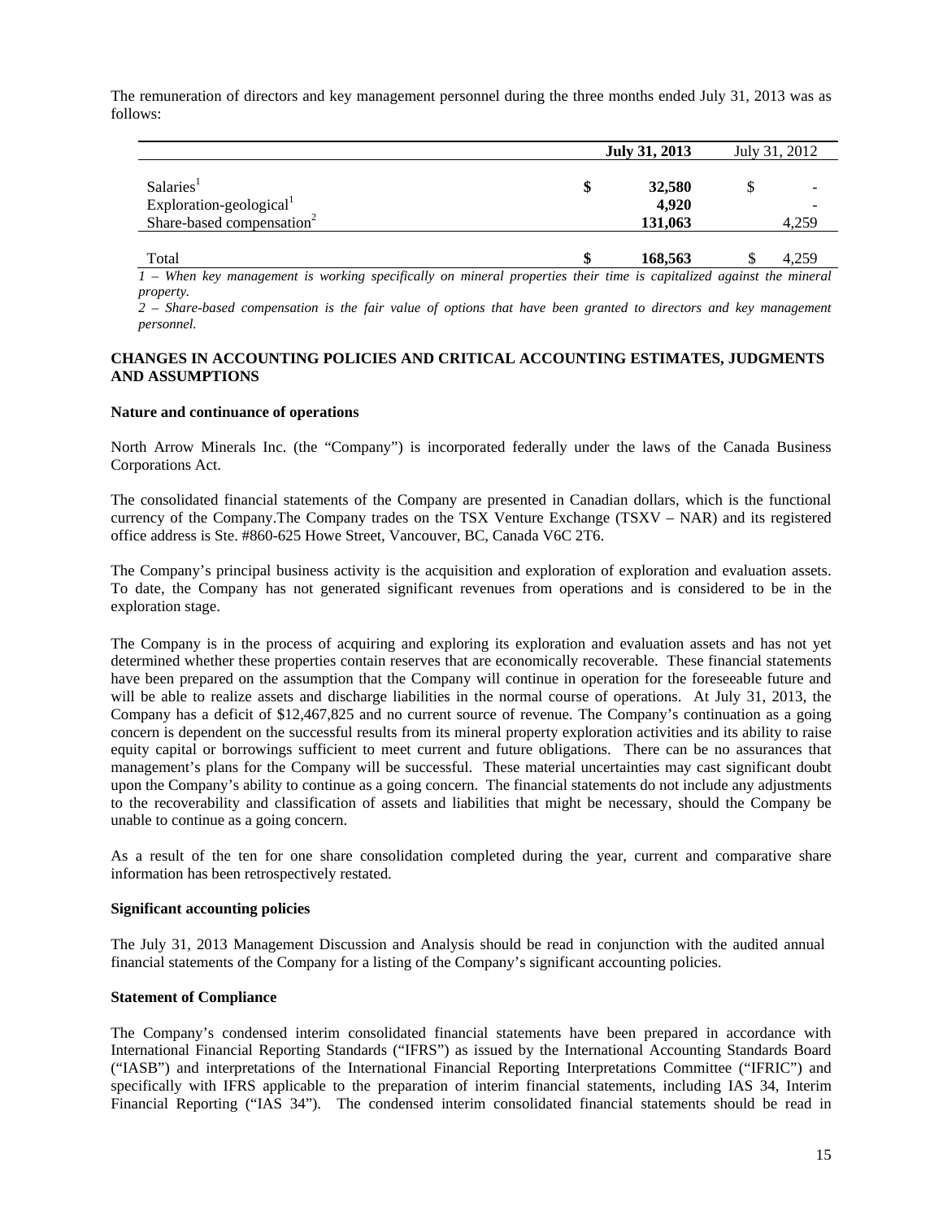The remuneration of directors and key management personnel during the three months ended July 31, 2013 was as follows:

| | July 31, 2013 | July 31, 2012 |
|---|---|---|
| Salaries[1] | $ 32,580 | $ - |
| Exploration-geological[1] | 4,920 | - |
| Share-based compensation[2] | 131,063 | 4,259 |
| Total | $ 168,563 | $ 4,259 |

*1 – When key management is working specifically on mineral properties their time is capitalized against the mineral property.*

*2 – Share-based compensation is the fair value of options that have been granted to directors and key management personnel.*

## CHANGES IN ACCOUNTING POLICIES AND CRITICAL ACCOUNTING ESTIMATES, JUDGMENTS AND ASSUMPTIONS

### Nature and continuance of operations

North Arrow Minerals Inc. (the "Company") is incorporated federally under the laws of the Canada Business Corporations Act.

The consolidated financial statements of the Company are presented in Canadian dollars, which is the functional currency of the Company.The Company trades on the TSX Venture Exchange (TSXV – NAR) and its registered office address is Ste. #860-625 Howe Street, Vancouver, BC, Canada V6C 2T6.

The Company's principal business activity is the acquisition and exploration of exploration and evaluation assets. To date, the Company has not generated significant revenues from operations and is considered to be in the exploration stage.

The Company is in the process of acquiring and exploring its exploration and evaluation assets and has not yet determined whether these properties contain reserves that are economically recoverable. These financial statements have been prepared on the assumption that the Company will continue in operation for the foreseeable future and will be able to realize assets and discharge liabilities in the normal course of operations. At July 31, 2013, the Company has a deficit of $12,467,825 and no current source of revenue. The Company's continuation as a going concern is dependent on the successful results from its mineral property exploration activities and its ability to raise equity capital or borrowings sufficient to meet current and future obligations. There can be no assurances that management's plans for the Company will be successful. These material uncertainties may cast significant doubt upon the Company's ability to continue as a going concern. The financial statements do not include any adjustments to the recoverability and classification of assets and liabilities that might be necessary, should the Company be unable to continue as a going concern.

As a result of the ten for one share consolidation completed during the year, current and comparative share information has been retrospectively restated.

### Significant accounting policies

The July 31, 2013 Management Discussion and Analysis should be read in conjunction with the audited annual financial statements of the Company for a listing of the Company's significant accounting policies.

### Statement of Compliance

The Company's condensed interim consolidated financial statements have been prepared in accordance with International Financial Reporting Standards ("IFRS") as issued by the International Accounting Standards Board ("IASB") and interpretations of the International Financial Reporting Interpretations Committee ("IFRIC") and specifically with IFRS applicable to the preparation of interim financial statements, including IAS 34, Interim Financial Reporting ("IAS 34"). The condensed interim consolidated financial statements should be read in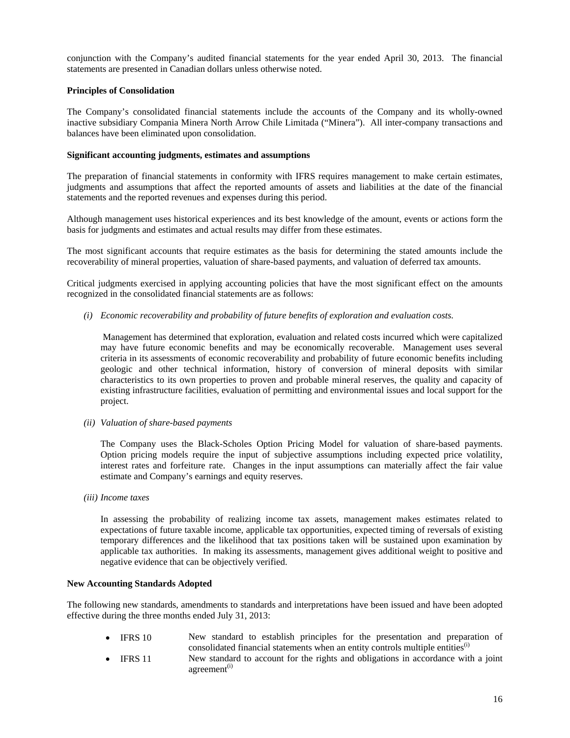conjunction with the Company's audited financial statements for the year ended April 30, 2013. The financial statements are presented in Canadian dollars unless otherwise noted.

**Principles of Consolidation**

The Company's consolidated financial statements include the accounts of the Company and its wholly-owned inactive subsidiary Compania Minera North Arrow Chile Limitada ("Minera"). All inter-company transactions and balances have been eliminated upon consolidation.

**Significant accounting judgments, estimates and assumptions**

The preparation of financial statements in conformity with IFRS requires management to make certain estimates, judgments and assumptions that affect the reported amounts of assets and liabilities at the date of the financial statements and the reported revenues and expenses during this period.

Although management uses historical experiences and its best knowledge of the amount, events or actions form the basis for judgments and estimates and actual results may differ from these estimates.

The most significant accounts that require estimates as the basis for determining the stated amounts include the recoverability of mineral properties, valuation of share-based payments, and valuation of deferred tax amounts.

Critical judgments exercised in applying accounting policies that have the most significant effect on the amounts recognized in the consolidated financial statements are as follows:

*(i) Economic recoverability and probability of future benefits of exploration and evaluation costs.*

Management has determined that exploration, evaluation and related costs incurred which were capitalized may have future economic benefits and may be economically recoverable. Management uses several criteria in its assessments of economic recoverability and probability of future economic benefits including geologic and other technical information, history of conversion of mineral deposits with similar characteristics to its own properties to proven and probable mineral reserves, the quality and capacity of existing infrastructure facilities, evaluation of permitting and environmental issues and local support for the project.

*(ii) Valuation of share-based payments*

The Company uses the Black-Scholes Option Pricing Model for valuation of share-based payments. Option pricing models require the input of subjective assumptions including expected price volatility, interest rates and forfeiture rate. Changes in the input assumptions can materially affect the fair value estimate and Company's earnings and equity reserves.

*(iii) Income taxes*

In assessing the probability of realizing income tax assets, management makes estimates related to expectations of future taxable income, applicable tax opportunities, expected timing of reversals of existing temporary differences and the likelihood that tax positions taken will be sustained upon examination by applicable tax authorities. In making its assessments, management gives additional weight to positive and negative evidence that can be objectively verified.

**New Accounting Standards Adopted**

The following new standards, amendments to standards and interpretations have been issued and have been adopted effective during the three months ended July 31, 2013:

- IFRS 10 — New standard to establish principles for the presentation and preparation of consolidated financial statements when an entity controls multiple entities[i]
- IFRS 11 — New standard to account for the rights and obligations in accordance with a joint agreement[i]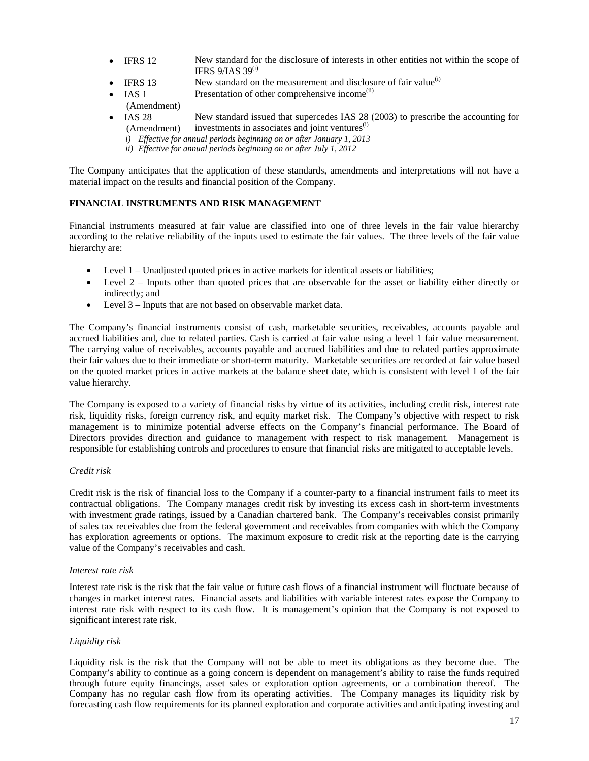- IFRS 12 — New standard for the disclosure of interests in other entities not within the scope of IFRS 9/IAS 39[(i)]
- IFRS 13 — New standard on the measurement and disclosure of fair value[(i)]
- IAS 1 (Amendment) — Presentation of other comprehensive income[(ii)]
- IAS 28 (Amendment) — New standard issued that supercedes IAS 28 (2003) to prescribe the accounting for investments in associates and joint ventures[(i)]

*i) Effective for annual periods beginning on or after January 1, 2013*
*ii) Effective for annual periods beginning on or after July 1, 2012*

The Company anticipates that the application of these standards, amendments and interpretations will not have a material impact on the results and financial position of the Company.

**FINANCIAL INSTRUMENTS AND RISK MANAGEMENT**

Financial instruments measured at fair value are classified into one of three levels in the fair value hierarchy according to the relative reliability of the inputs used to estimate the fair values. The three levels of the fair value hierarchy are:

- Level 1 – Unadjusted quoted prices in active markets for identical assets or liabilities;
- Level 2 – Inputs other than quoted prices that are observable for the asset or liability either directly or indirectly; and
- Level 3 – Inputs that are not based on observable market data.

The Company's financial instruments consist of cash, marketable securities, receivables, accounts payable and accrued liabilities and, due to related parties. Cash is carried at fair value using a level 1 fair value measurement. The carrying value of receivables, accounts payable and accrued liabilities and due to related parties approximate their fair values due to their immediate or short-term maturity. Marketable securities are recorded at fair value based on the quoted market prices in active markets at the balance sheet date, which is consistent with level 1 of the fair value hierarchy.

The Company is exposed to a variety of financial risks by virtue of its activities, including credit risk, interest rate risk, liquidity risks, foreign currency risk, and equity market risk. The Company's objective with respect to risk management is to minimize potential adverse effects on the Company's financial performance. The Board of Directors provides direction and guidance to management with respect to risk management. Management is responsible for establishing controls and procedures to ensure that financial risks are mitigated to acceptable levels.

*Credit risk*

Credit risk is the risk of financial loss to the Company if a counter-party to a financial instrument fails to meet its contractual obligations. The Company manages credit risk by investing its excess cash in short-term investments with investment grade ratings, issued by a Canadian chartered bank. The Company's receivables consist primarily of sales tax receivables due from the federal government and receivables from companies with which the Company has exploration agreements or options. The maximum exposure to credit risk at the reporting date is the carrying value of the Company's receivables and cash.

*Interest rate risk*

Interest rate risk is the risk that the fair value or future cash flows of a financial instrument will fluctuate because of changes in market interest rates. Financial assets and liabilities with variable interest rates expose the Company to interest rate risk with respect to its cash flow. It is management's opinion that the Company is not exposed to significant interest rate risk.

*Liquidity risk*

Liquidity risk is the risk that the Company will not be able to meet its obligations as they become due. The Company's ability to continue as a going concern is dependent on management's ability to raise the funds required through future equity financings, asset sales or exploration option agreements, or a combination thereof. The Company has no regular cash flow from its operating activities. The Company manages its liquidity risk by forecasting cash flow requirements for its planned exploration and corporate activities and anticipating investing and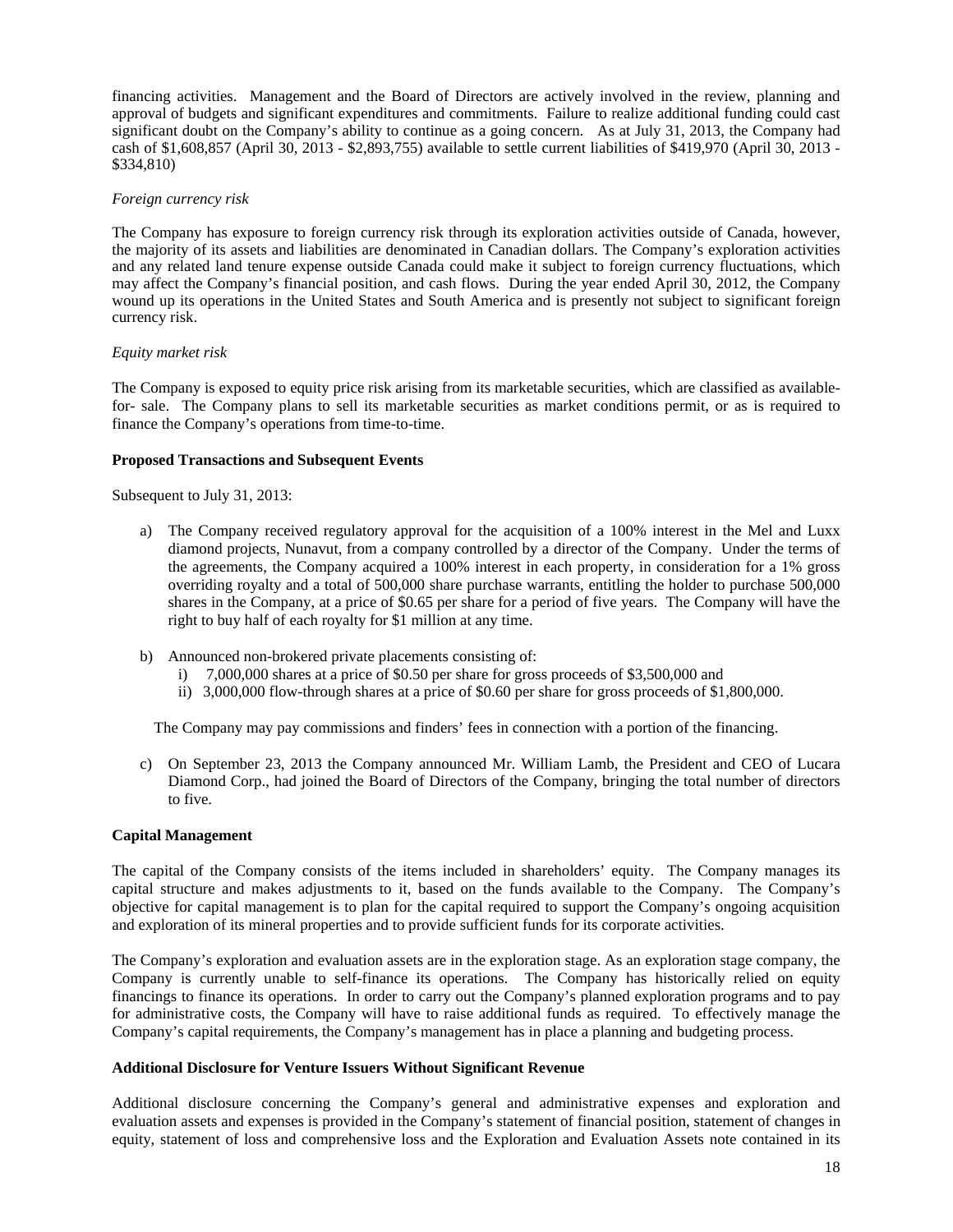financing activities. Management and the Board of Directors are actively involved in the review, planning and approval of budgets and significant expenditures and commitments. Failure to realize additional funding could cast significant doubt on the Company's ability to continue as a going concern. As at July 31, 2013, the Company had cash of $1,608,857 (April 30, 2013 - $2,893,755) available to settle current liabilities of $419,970 (April 30, 2013 - $334,810)

*Foreign currency risk*

The Company has exposure to foreign currency risk through its exploration activities outside of Canada, however, the majority of its assets and liabilities are denominated in Canadian dollars. The Company's exploration activities and any related land tenure expense outside Canada could make it subject to foreign currency fluctuations, which may affect the Company's financial position, and cash flows. During the year ended April 30, 2012, the Company wound up its operations in the United States and South America and is presently not subject to significant foreign currency risk.

*Equity market risk*

The Company is exposed to equity price risk arising from its marketable securities, which are classified as available-for- sale. The Company plans to sell its marketable securities as market conditions permit, or as is required to finance the Company's operations from time-to-time.

**Proposed Transactions and Subsequent Events**

Subsequent to July 31, 2013:

a) The Company received regulatory approval for the acquisition of a 100% interest in the Mel and Luxx diamond projects, Nunavut, from a company controlled by a director of the Company. Under the terms of the agreements, the Company acquired a 100% interest in each property, in consideration for a 1% gross overriding royalty and a total of 500,000 share purchase warrants, entitling the holder to purchase 500,000 shares in the Company, at a price of $0.65 per share for a period of five years. The Company will have the right to buy half of each royalty for $1 million at any time.

b) Announced non-brokered private placements consisting of:
   i) 7,000,000 shares at a price of $0.50 per share for gross proceeds of $3,500,000 and
   ii) 3,000,000 flow-through shares at a price of $0.60 per share for gross proceeds of $1,800,000.

   The Company may pay commissions and finders' fees in connection with a portion of the financing.

c) On September 23, 2013 the Company announced Mr. William Lamb, the President and CEO of Lucara Diamond Corp., had joined the Board of Directors of the Company, bringing the total number of directors to five.

**Capital Management**

The capital of the Company consists of the items included in shareholders' equity. The Company manages its capital structure and makes adjustments to it, based on the funds available to the Company. The Company's objective for capital management is to plan for the capital required to support the Company's ongoing acquisition and exploration of its mineral properties and to provide sufficient funds for its corporate activities.

The Company's exploration and evaluation assets are in the exploration stage. As an exploration stage company, the Company is currently unable to self-finance its operations. The Company has historically relied on equity financings to finance its operations. In order to carry out the Company's planned exploration programs and to pay for administrative costs, the Company will have to raise additional funds as required. To effectively manage the Company's capital requirements, the Company's management has in place a planning and budgeting process.

**Additional Disclosure for Venture Issuers Without Significant Revenue**

Additional disclosure concerning the Company's general and administrative expenses and exploration and evaluation assets and expenses is provided in the Company's statement of financial position, statement of changes in equity, statement of loss and comprehensive loss and the Exploration and Evaluation Assets note contained in its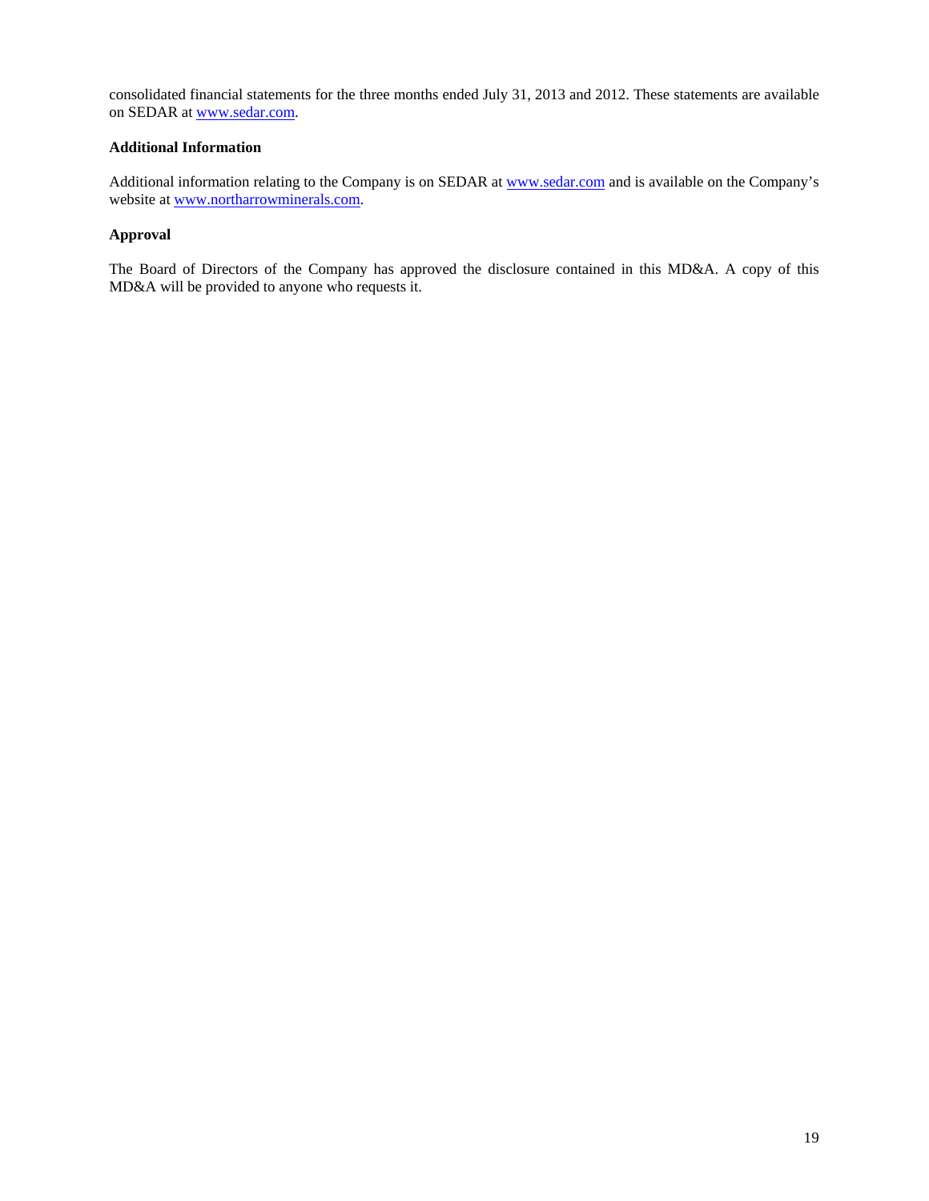consolidated financial statements for the three months ended July 31, 2013 and 2012. These statements are available on SEDAR at www.sedar.com.

**Additional Information**

Additional information relating to the Company is on SEDAR at www.sedar.com and is available on the Company's website at www.northarrowminerals.com.

**Approval**

The Board of Directors of the Company has approved the disclosure contained in this MD&A. A copy of this MD&A will be provided to anyone who requests it.